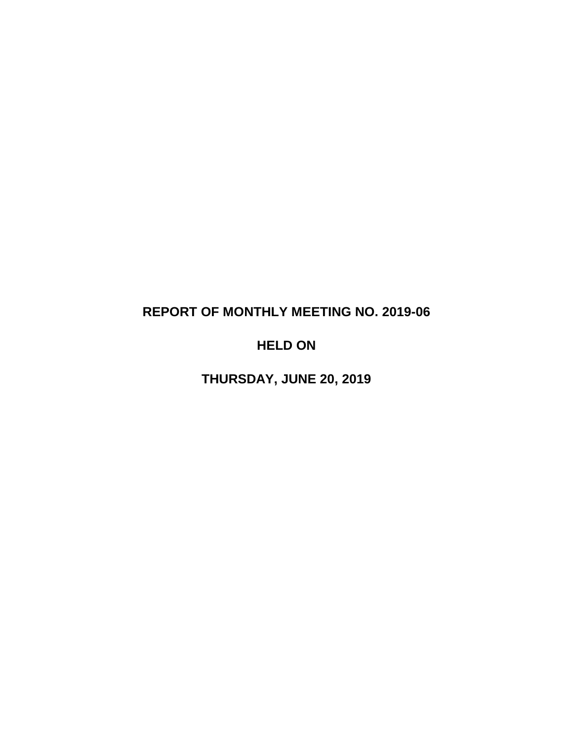# REPORT OF MONTHLY MEETING NO. 2019-06

# HELD ON

# THURSDAY, JUNE 20, 2019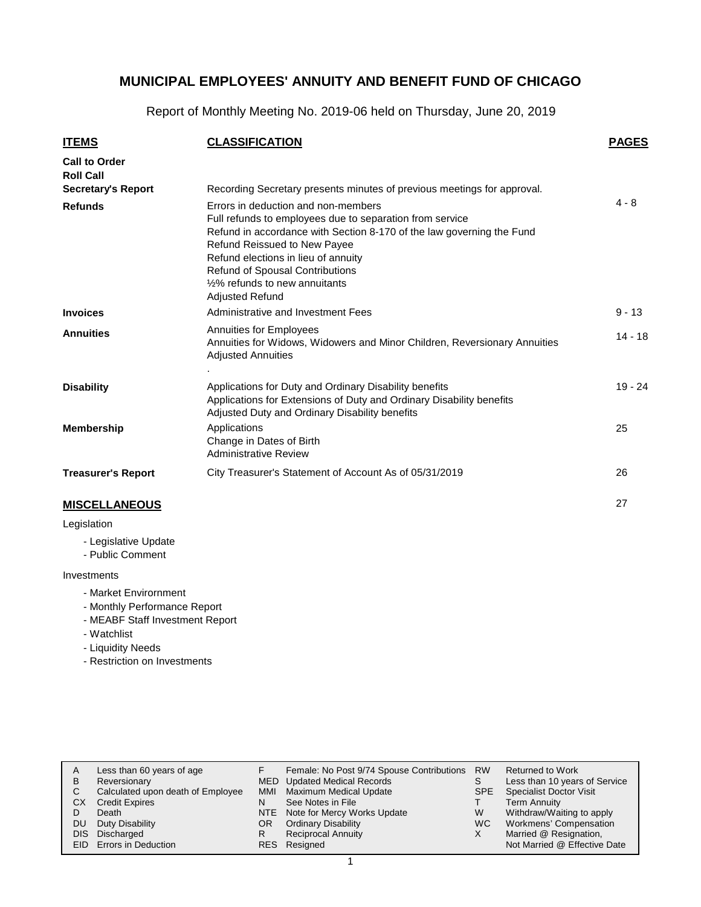# MUNICIPAL EMPLOYEES' ANNUITY AND BENEFIT FUND OF CHICAGO

Report of Monthly Meeting No. 2019-06 held on Thursday, June 20, 2019

| **ITEMS** | **CLASSIFICATION** | **PAGES** |
|---|---|---|
| **Call to Order** | | |
| **Roll Call** | | |
| **Secretary's Report** | Recording Secretary presents minutes of previous meetings for approval. | |
| **Refunds** | Errors in deduction and non-members<br>Full refunds to employees due to separation from service<br>Refund in accordance with Section 8-170 of the law governing the Fund<br>Refund Reissued to New Payee<br>Refund elections in lieu of annuity<br>Refund of Spousal Contributions<br>½% refunds to new annuitants<br>Adjusted Refund | 4 - 8 |
| **Invoices** | Administrative and Investment Fees | 9 - 13 |
| **Annuities** | Annuities for Employees<br>Annuities for Widows, Widowers and Minor Children, Reversionary Annuities<br>Adjusted Annuities<br>. | 14 - 18 |
| **Disability** | Applications for Duty and Ordinary Disability benefits<br>Applications for Extensions of Duty and Ordinary Disability benefits<br>Adjusted Duty and Ordinary Disability benefits | 19 - 24 |
| **Membership** | Applications<br>Change in Dates of Birth<br>Administrative Review | 25 |
| **Treasurer's Report** | City Treasurer's Statement of Account As of 05/31/2019 | 26 |

## MISCELLANEOUS 27

Legislation

- Legislative Update
- Public Comment

Investments

- Market Envirornment
- Monthly Performance Report
- MEABF Staff Investment Report
- Watchlist
- Liquidity Needs
- Restriction on Investments

| | | | | | |
|---|---|---|---|---|---|
| A | Less than 60 years of age | F | Female: No Post 9/74 Spouse Contributions | RW | Returned to Work |
| B | Reversionary | MED | Updated Medical Records | S | Less than 10 years of Service |
| C | Calculated upon death of Employee | MMI | Maximum Medical Update | SPE | Specialist Doctor Visit |
| CX | Credit Expires | N | See Notes in File | T | Term Annuity |
| D | Death | NTE | Note for Mercy Works Update | W | Withdraw/Waiting to apply |
| DU | Duty Disability | OR | Ordinary Disability | WC | Workmens' Compensation |
| DIS | Discharged | R | Reciprocal Annuity | X | Married @ Resignation, |
| EID | Errors in Deduction | RES | Resigned | | Not Married @ Effective Date |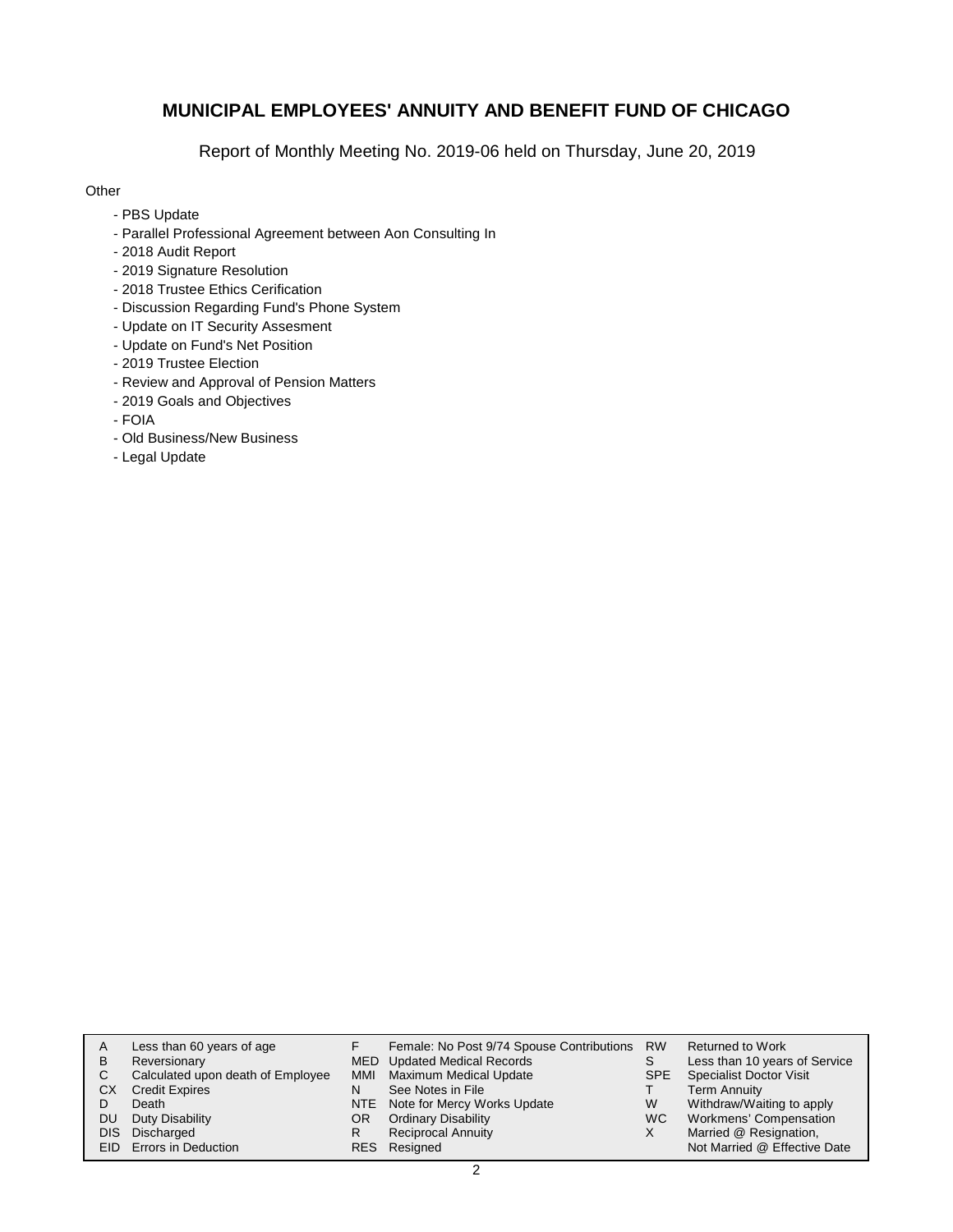# MUNICIPAL EMPLOYEES' ANNUITY AND BENEFIT FUND OF CHICAGO

Report of Monthly Meeting No. 2019-06 held on Thursday, June 20, 2019

Other

- PBS Update
- Parallel Professional Agreement between Aon Consulting In
- 2018 Audit Report
- 2019 Signature Resolution
- 2018 Trustee Ethics Cerification
- Discussion Regarding Fund's Phone System
- Update on IT Security Assesment
- Update on Fund's Net Position
- 2019 Trustee Election
- Review and Approval of Pension Matters
- 2019 Goals and Objectives
- FOIA
- Old Business/New Business
- Legal Update

| | | | | | |
|---|---|---|---|---|---|
| A | Less than 60 years of age | F | Female: No Post 9/74 Spouse Contributions | RW | Returned to Work |
| B | Reversionary | MED | Updated Medical Records | S | Less than 10 years of Service |
| C | Calculated upon death of Employee | MMI | Maximum Medical Update | SPE | Specialist Doctor Visit |
| CX | Credit Expires | N | See Notes in File | T | Term Annuity |
| D | Death | NTE | Note for Mercy Works Update | W | Withdraw/Waiting to apply |
| DU | Duty Disability | OR | Ordinary Disability | WC | Workmens' Compensation |
| DIS | Discharged | R | Reciprocal Annuity | X | Married @ Resignation, |
| EID | Errors in Deduction | RES | Resigned | | Not Married @ Effective Date |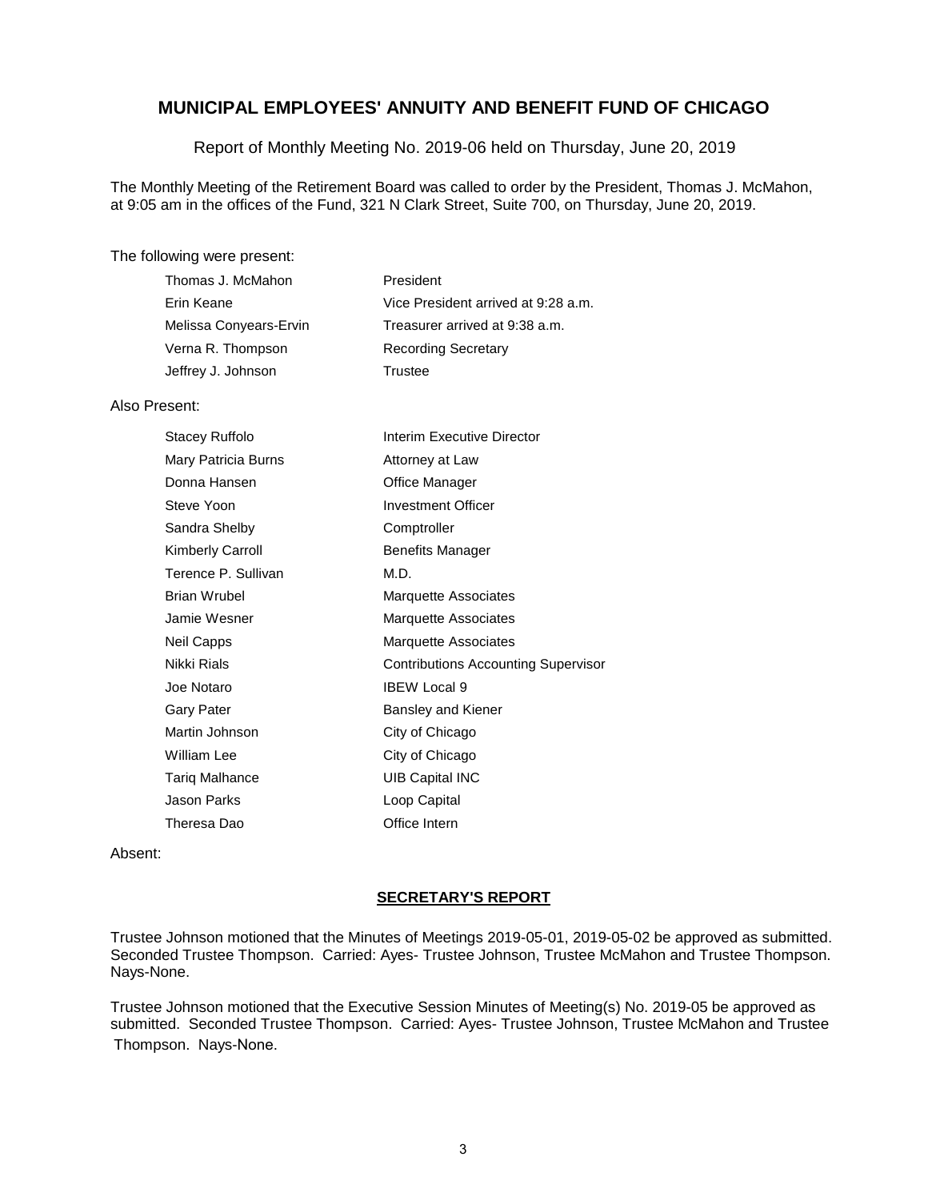## MUNICIPAL EMPLOYEES' ANNUITY AND BENEFIT FUND OF CHICAGO

Report of Monthly Meeting No. 2019-06 held on Thursday, June 20, 2019

The Monthly Meeting of the Retirement Board was called to order by the President, Thomas J. McMahon, at 9:05 am in the offices of the Fund, 321 N Clark Street, Suite 700, on Thursday, June 20, 2019.

The following were present:

| | |
|---|---|
| Thomas J. McMahon | President |
| Erin Keane | Vice President arrived at 9:28 a.m. |
| Melissa Conyears-Ervin | Treasurer arrived at 9:38 a.m. |
| Verna R. Thompson | Recording Secretary |
| Jeffrey J. Johnson | Trustee |

Also Present:

| | |
|---|---|
| Stacey Ruffolo | Interim Executive Director |
| Mary Patricia Burns | Attorney at Law |
| Donna Hansen | Office Manager |
| Steve Yoon | Investment Officer |
| Sandra Shelby | Comptroller |
| Kimberly Carroll | Benefits Manager |
| Terence P. Sullivan | M.D. |
| Brian Wrubel | Marquette Associates |
| Jamie Wesner | Marquette Associates |
| Neil Capps | Marquette Associates |
| Nikki Rials | Contributions Accounting Supervisor |
| Joe Notaro | IBEW Local 9 |
| Gary Pater | Bansley and Kiener |
| Martin Johnson | City of Chicago |
| William Lee | City of Chicago |
| Tariq Malhance | UIB Capital INC |
| Jason Parks | Loop Capital |
| Theresa Dao | Office Intern |

Absent:

### SECRETARY'S REPORT

Trustee Johnson motioned that the Minutes of Meetings 2019-05-01, 2019-05-02 be approved as submitted. Seconded Trustee Thompson. Carried: Ayes- Trustee Johnson, Trustee McMahon and Trustee Thompson. Nays-None.

Trustee Johnson motioned that the Executive Session Minutes of Meeting(s) No. 2019-05 be approved as submitted. Seconded Trustee Thompson. Carried: Ayes- Trustee Johnson, Trustee McMahon and Trustee Thompson. Nays-None.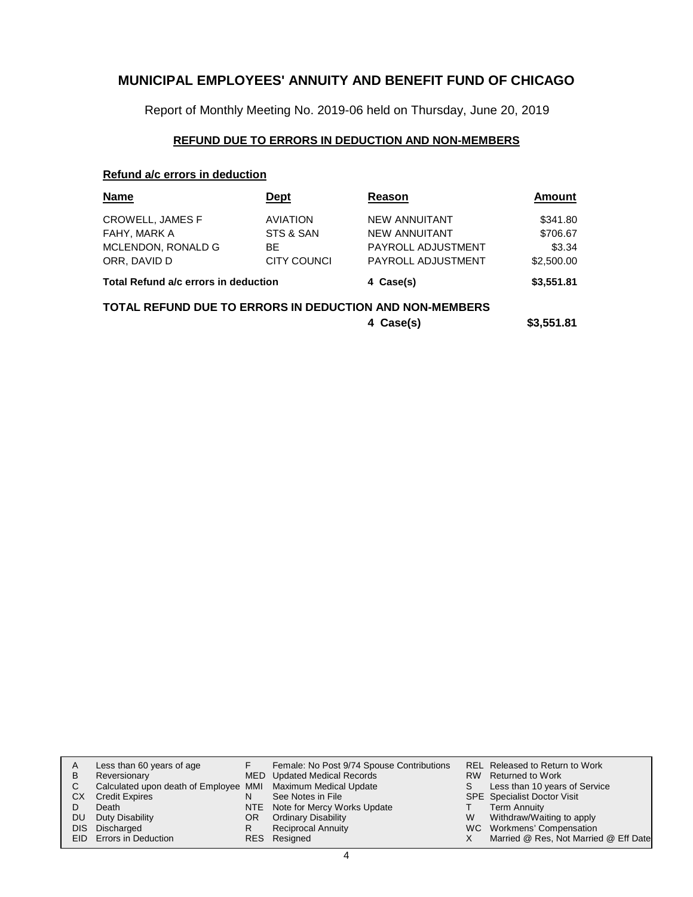# MUNICIPAL EMPLOYEES' ANNUITY AND BENEFIT FUND OF CHICAGO

Report of Monthly Meeting No. 2019-06 held on Thursday, June 20, 2019

## REFUND DUE TO ERRORS IN DEDUCTION AND NON-MEMBERS

### Refund a/c errors in deduction

| Name | Dept | Reason | Amount |
|---|---|---|---|
| CROWELL, JAMES F | AVIATION | NEW ANNUITANT | $341.80 |
| FAHY, MARK A | STS & SAN | NEW ANNUITANT | $706.67 |
| MCLENDON, RONALD G | BE | PAYROLL ADJUSTMENT | $3.34 |
| ORR, DAVID D | CITY COUNCI | PAYROLL ADJUSTMENT | $2,500.00 |
| **Total Refund a/c errors in deduction** | | **4 Case(s)** | **$3,551.81** |

**TOTAL REFUND DUE TO ERRORS IN DEDUCTION AND NON-MEMBERS** **4 Case(s)** **$3,551.81**

| | | | | | |
|---|---|---|---|---|---|
| A | Less than 60 years of age | F | Female: No Post 9/74 Spouse Contributions | REL | Released to Return to Work |
| B | Reversionary | MED | Updated Medical Records | RW | Returned to Work |
| C | Calculated upon death of Employee | MMI | Maximum Medical Update | S | Less than 10 years of Service |
| CX | Credit Expires | N | See Notes in File | SPE | Specialist Doctor Visit |
| D | Death | NTE | Note for Mercy Works Update | T | Term Annuity |
| DU | Duty Disability | OR | Ordinary Disability | W | Withdraw/Waiting to apply |
| DIS | Discharged | R | Reciprocal Annuity | WC | Workmens' Compensation |
| EID | Errors in Deduction | RES | Resigned | X | Married @ Res, Not Married @ Eff Date |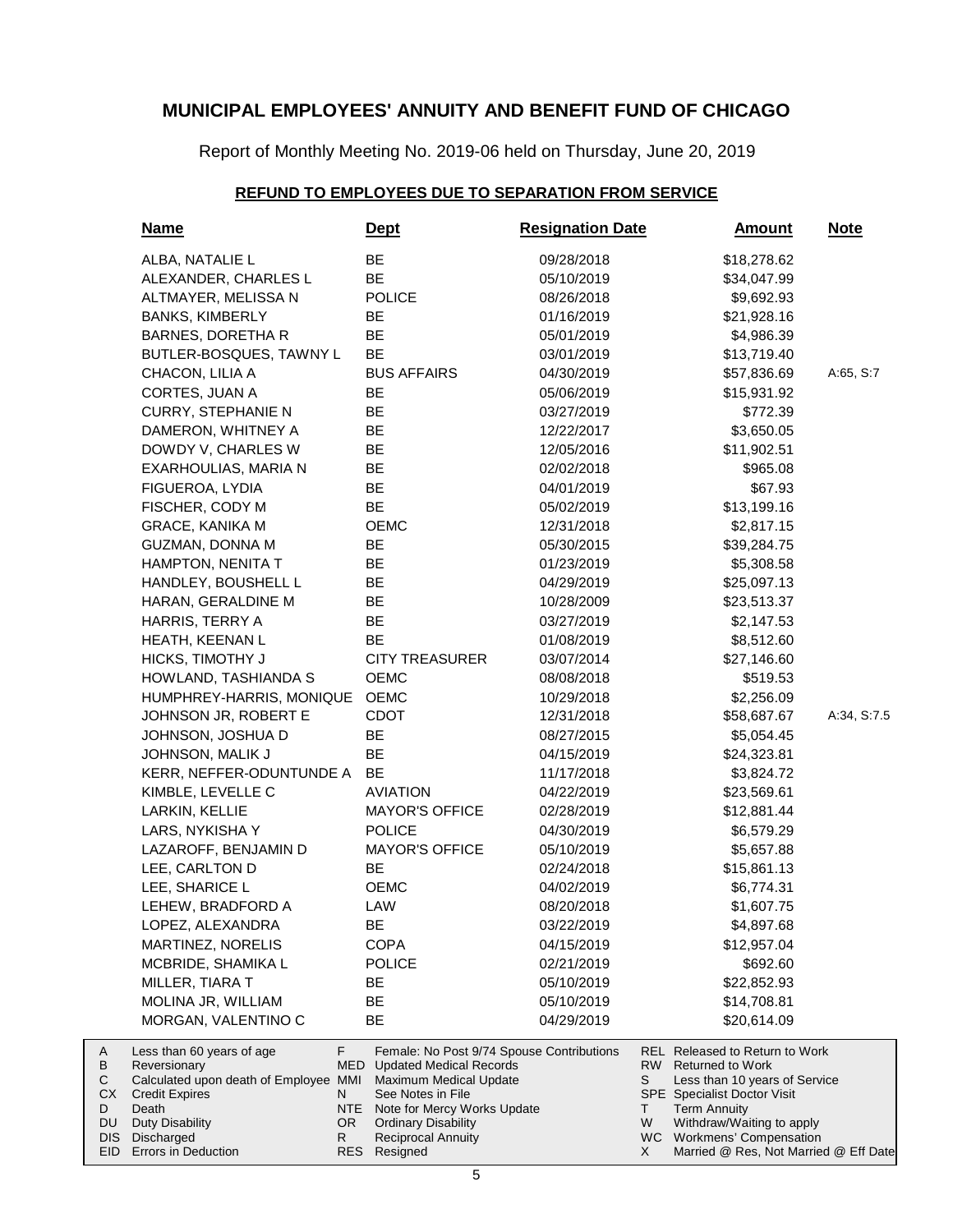# MUNICIPAL EMPLOYEES' ANNUITY AND BENEFIT FUND OF CHICAGO

Report of Monthly Meeting No. 2019-06 held on Thursday, June 20, 2019

## REFUND TO EMPLOYEES DUE TO SEPARATION FROM SERVICE

| Name | Dept | Resignation Date | Amount | Note |
|---|---|---|---|---|
| ALBA, NATALIE L | BE | 09/28/2018 | $18,278.62 | |
| ALEXANDER, CHARLES L | BE | 05/10/2019 | $34,047.99 | |
| ALTMAYER, MELISSA N | POLICE | 08/26/2018 | $9,692.93 | |
| BANKS, KIMBERLY | BE | 01/16/2019 | $21,928.16 | |
| BARNES, DORETHA R | BE | 05/01/2019 | $4,986.39 | |
| BUTLER-BOSQUES, TAWNY L | BE | 03/01/2019 | $13,719.40 | |
| CHACON, LILIA A | BUS AFFAIRS | 04/30/2019 | $57,836.69 | A:65, S:7 |
| CORTES, JUAN A | BE | 05/06/2019 | $15,931.92 | |
| CURRY, STEPHANIE N | BE | 03/27/2019 | $772.39 | |
| DAMERON, WHITNEY A | BE | 12/22/2017 | $3,650.05 | |
| DOWDY V, CHARLES W | BE | 12/05/2016 | $11,902.51 | |
| EXARHOULIAS, MARIA N | BE | 02/02/2018 | $965.08 | |
| FIGUEROA, LYDIA | BE | 04/01/2019 | $67.93 | |
| FISCHER, CODY M | BE | 05/02/2019 | $13,199.16 | |
| GRACE, KANIKA M | OEMC | 12/31/2018 | $2,817.15 | |
| GUZMAN, DONNA M | BE | 05/30/2015 | $39,284.75 | |
| HAMPTON, NENITA T | BE | 01/23/2019 | $5,308.58 | |
| HANDLEY, BOUSHELL L | BE | 04/29/2019 | $25,097.13 | |
| HARAN, GERALDINE M | BE | 10/28/2009 | $23,513.37 | |
| HARRIS, TERRY A | BE | 03/27/2019 | $2,147.53 | |
| HEATH, KEENAN L | BE | 01/08/2019 | $8,512.60 | |
| HICKS, TIMOTHY J | CITY TREASURER | 03/07/2014 | $27,146.60 | |
| HOWLAND, TASHIANDA S | OEMC | 08/08/2018 | $519.53 | |
| HUMPHREY-HARRIS, MONIQUE | OEMC | 10/29/2018 | $2,256.09 | |
| JOHNSON JR, ROBERT E | CDOT | 12/31/2018 | $58,687.67 | A:34, S:7.5 |
| JOHNSON, JOSHUA D | BE | 08/27/2015 | $5,054.45 | |
| JOHNSON, MALIK J | BE | 04/15/2019 | $24,323.81 | |
| KERR, NEFFER-ODUNTUNDE A | BE | 11/17/2018 | $3,824.72 | |
| KIMBLE, LEVELLE C | AVIATION | 04/22/2019 | $23,569.61 | |
| LARKIN, KELLIE | MAYOR'S OFFICE | 02/28/2019 | $12,881.44 | |
| LARS, NYKISHA Y | POLICE | 04/30/2019 | $6,579.29 | |
| LAZAROFF, BENJAMIN D | MAYOR'S OFFICE | 05/10/2019 | $5,657.88 | |
| LEE, CARLTON D | BE | 02/24/2018 | $15,861.13 | |
| LEE, SHARICE L | OEMC | 04/02/2019 | $6,774.31 | |
| LEHEW, BRADFORD A | LAW | 08/20/2018 | $1,607.75 | |
| LOPEZ, ALEXANDRA | BE | 03/22/2019 | $4,897.68 | |
| MARTINEZ, NORELIS | COPA | 04/15/2019 | $12,957.04 | |
| MCBRIDE, SHAMIKA L | POLICE | 02/21/2019 | $692.60 | |
| MILLER, TIARA T | BE | 05/10/2019 | $22,852.93 | |
| MOLINA JR, WILLIAM | BE | 05/10/2019 | $14,708.81 | |
| MORGAN, VALENTINO C | BE | 04/29/2019 | $20,614.09 | |

| | | | | | |
|---|---|---|---|---|---|
| A | Less than 60 years of age | F | Female: No Post 9/74 Spouse Contributions | REL | Released to Return to Work |
| B | Reversionary | MED | Updated Medical Records | RW | Returned to Work |
| C | Calculated upon death of Employee | MMI | Maximum Medical Update | S | Less than 10 years of Service |
| CX | Credit Expires | N | See Notes in File | SPE | Specialist Doctor Visit |
| D | Death | NTE | Note for Mercy Works Update | T | Term Annuity |
| DU | Duty Disability | OR | Ordinary Disability | W | Withdraw/Waiting to apply |
| DIS | Discharged | R | Reciprocal Annuity | WC | Workmens' Compensation |
| EID | Errors in Deduction | RES | Resigned | X | Married @ Res, Not Married @ Eff Date |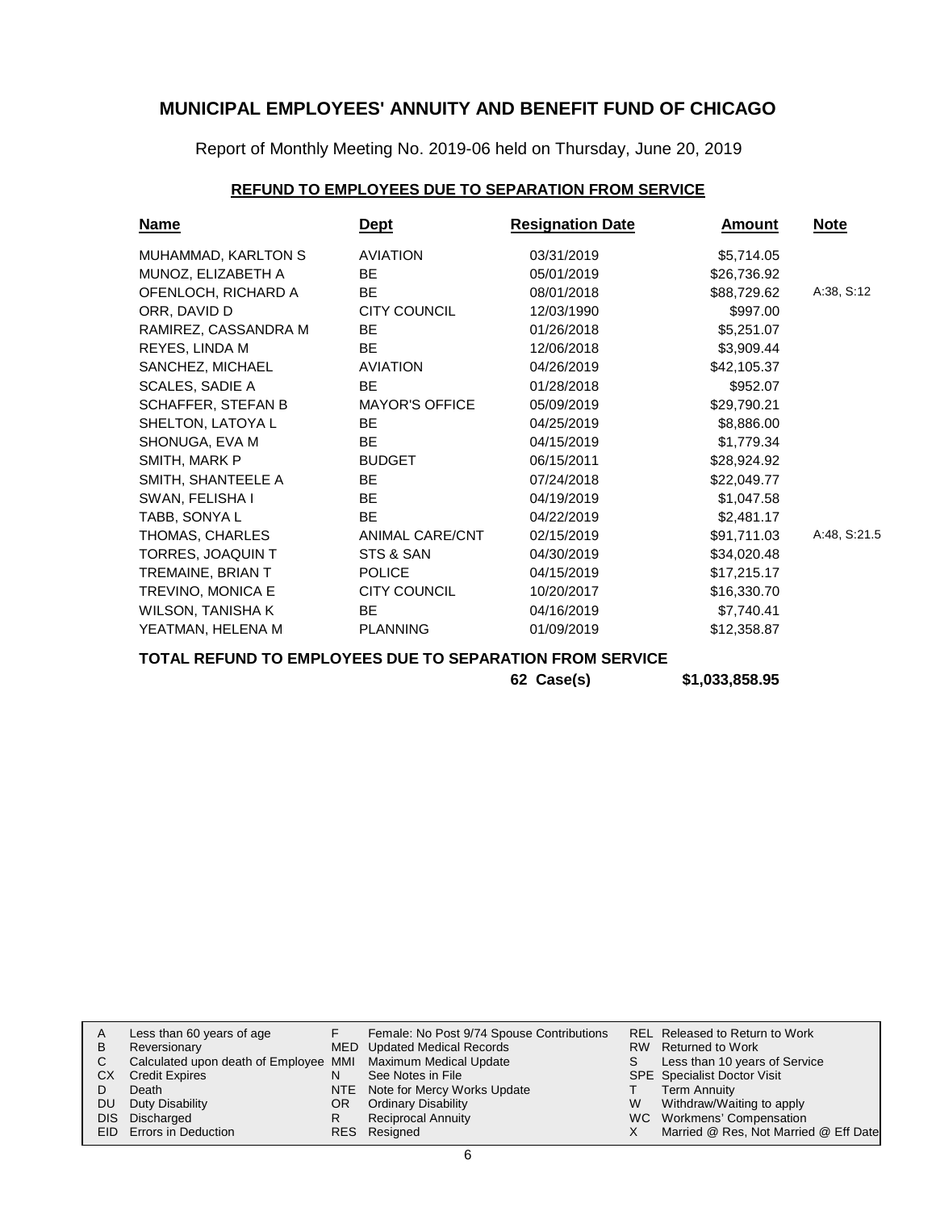# MUNICIPAL EMPLOYEES' ANNUITY AND BENEFIT FUND OF CHICAGO

Report of Monthly Meeting No. 2019-06 held on Thursday, June 20, 2019

## REFUND TO EMPLOYEES DUE TO SEPARATION FROM SERVICE

| Name | Dept | Resignation Date | Amount | Note |
|---|---|---|---|---|
| MUHAMMAD, KARLTON S | AVIATION | 03/31/2019 | $5,714.05 | |
| MUNOZ, ELIZABETH A | BE | 05/01/2019 | $26,736.92 | |
| OFENLOCH, RICHARD A | BE | 08/01/2018 | $88,729.62 | A:38, S:12 |
| ORR, DAVID D | CITY COUNCIL | 12/03/1990 | $997.00 | |
| RAMIREZ, CASSANDRA M | BE | 01/26/2018 | $5,251.07 | |
| REYES, LINDA M | BE | 12/06/2018 | $3,909.44 | |
| SANCHEZ, MICHAEL | AVIATION | 04/26/2019 | $42,105.37 | |
| SCALES, SADIE A | BE | 01/28/2018 | $952.07 | |
| SCHAFFER, STEFAN B | MAYOR'S OFFICE | 05/09/2019 | $29,790.21 | |
| SHELTON, LATOYA L | BE | 04/25/2019 | $8,886.00 | |
| SHONUGA, EVA M | BE | 04/15/2019 | $1,779.34 | |
| SMITH, MARK P | BUDGET | 06/15/2011 | $28,924.92 | |
| SMITH, SHANTEELE A | BE | 07/24/2018 | $22,049.77 | |
| SWAN, FELISHA I | BE | 04/19/2019 | $1,047.58 | |
| TABB, SONYA L | BE | 04/22/2019 | $2,481.17 | |
| THOMAS, CHARLES | ANIMAL CARE/CNT | 02/15/2019 | $91,711.03 | A:48, S:21.5 |
| TORRES, JOAQUIN T | STS & SAN | 04/30/2019 | $34,020.48 | |
| TREMAINE, BRIAN T | POLICE | 04/15/2019 | $17,215.17 | |
| TREVINO, MONICA E | CITY COUNCIL | 10/20/2017 | $16,330.70 | |
| WILSON, TANISHA K | BE | 04/16/2019 | $7,740.41 | |
| YEATMAN, HELENA M | PLANNING | 01/09/2019 | $12,358.87 | |

**TOTAL REFUND TO EMPLOYEES DUE TO SEPARATION FROM SERVICE**

**62 Case(s) $1,033,858.95**

| | | | | | |
|---|---|---|---|---|---|
| A | Less than 60 years of age | F | Female: No Post 9/74 Spouse Contributions | REL | Released to Return to Work |
| B | Reversionary | MED | Updated Medical Records | RW | Returned to Work |
| C | Calculated upon death of Employee | MMI | Maximum Medical Update | S | Less than 10 years of Service |
| CX | Credit Expires | N | See Notes in File | SPE | Specialist Doctor Visit |
| D | Death | NTE | Note for Mercy Works Update | T | Term Annuity |
| DU | Duty Disability | OR | Ordinary Disability | W | Withdraw/Waiting to apply |
| DIS | Discharged | R | Reciprocal Annuity | WC | Workmens' Compensation |
| EID | Errors in Deduction | RES | Resigned | X | Married @ Res, Not Married @ Eff Date |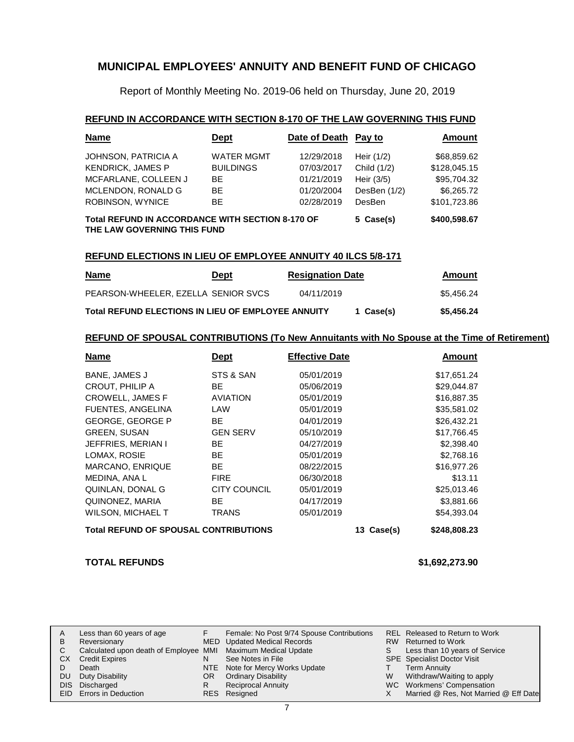# MUNICIPAL EMPLOYEES' ANNUITY AND BENEFIT FUND OF CHICAGO

Report of Monthly Meeting No. 2019-06 held on Thursday, June 20, 2019

## REFUND IN ACCORDANCE WITH SECTION 8-170 OF THE LAW GOVERNING THIS FUND

| Name | Dept | Date of Death | Pay to | Amount |
|---|---|---|---|---|
| JOHNSON, PATRICIA A | WATER MGMT | 12/29/2018 | Heir (1/2) | $68,859.62 |
| KENDRICK, JAMES P | BUILDINGS | 07/03/2017 | Child (1/2) | $128,045.15 |
| MCFARLANE, COLLEEN J | BE | 01/21/2019 | Heir (3/5) | $95,704.32 |
| MCLENDON, RONALD G | BE | 01/20/2004 | DesBen (1/2) | $6,265.72 |
| ROBINSON, WYNICE | BE | 02/28/2019 | DesBen | $101,723.86 |
| **Total REFUND IN ACCORDANCE WITH SECTION 8-170 OF THE LAW GOVERNING THIS FUND** | | | **5 Case(s)** | **$400,598.67** |

## REFUND ELECTIONS IN LIEU OF EMPLOYEE ANNUITY 40 ILCS 5/8-171

| Name | Dept | Resignation Date | | Amount |
|---|---|---|---|---|
| PEARSON-WHEELER, EZELLA | SENIOR SVCS | 04/11/2019 | | $5,456.24 |
| **Total REFUND ELECTIONS IN LIEU OF EMPLOYEE ANNUITY** | | | **1 Case(s)** | **$5,456.24** |

## REFUND OF SPOUSAL CONTRIBUTIONS (To New Annuitants with No Spouse at the Time of Retirement)

| Name | Dept | Effective Date | | Amount |
|---|---|---|---|---|
| BANE, JAMES J | STS & SAN | 05/01/2019 | | $17,651.24 |
| CROUT, PHILIP A | BE | 05/06/2019 | | $29,044.87 |
| CROWELL, JAMES F | AVIATION | 05/01/2019 | | $16,887.35 |
| FUENTES, ANGELINA | LAW | 05/01/2019 | | $35,581.02 |
| GEORGE, GEORGE P | BE | 04/01/2019 | | $26,432.21 |
| GREEN, SUSAN | GEN SERV | 05/10/2019 | | $17,766.45 |
| JEFFRIES, MERIAN I | BE | 04/27/2019 | | $2,398.40 |
| LOMAX, ROSIE | BE | 05/01/2019 | | $2,768.16 |
| MARCANO, ENRIQUE | BE | 08/22/2015 | | $16,977.26 |
| MEDINA, ANA L | FIRE | 06/30/2018 | | $13.11 |
| QUINLAN, DONAL G | CITY COUNCIL | 05/01/2019 | | $25,013.46 |
| QUINONEZ, MARIA | BE | 04/17/2019 | | $3,881.66 |
| WILSON, MICHAEL T | TRANS | 05/01/2019 | | $54,393.04 |
| **Total REFUND OF SPOUSAL CONTRIBUTIONS** | | | **13 Case(s)** | **$248,808.23** |

**TOTAL REFUNDS** **$1,692,273.90**

| | | | | | |
|---|---|---|---|---|---|
| A | Less than 60 years of age | F | Female: No Post 9/74 Spouse Contributions | REL | Released to Return to Work |
| B | Reversionary | MED | Updated Medical Records | RW | Returned to Work |
| C | Calculated upon death of Employee | MMI | Maximum Medical Update | S | Less than 10 years of Service |
| CX | Credit Expires | N | See Notes in File | SPE | Specialist Doctor Visit |
| D | Death | NTE | Note for Mercy Works Update | T | Term Annuity |
| DU | Duty Disability | OR | Ordinary Disability | W | Withdraw/Waiting to apply |
| DIS | Discharged | R | Reciprocal Annuity | WC | Workmens' Compensation |
| EID | Errors in Deduction | RES | Resigned | X | Married @ Res, Not Married @ Eff Date |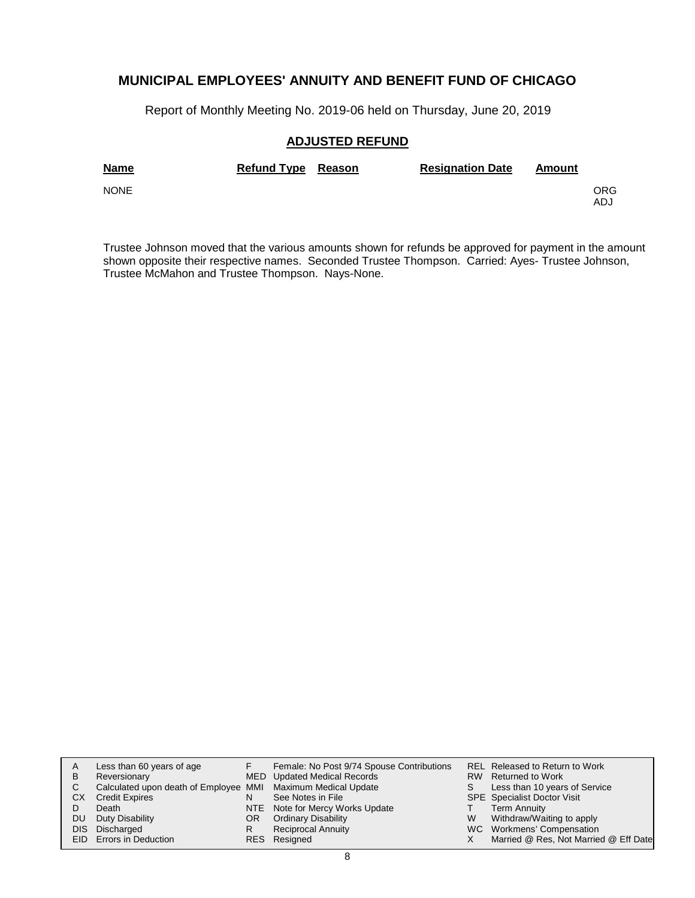# MUNICIPAL EMPLOYEES' ANNUITY AND BENEFIT FUND OF CHICAGO

Report of Monthly Meeting No. 2019-06 held on Thursday, June 20, 2019

## ADJUSTED REFUND

| Name | Refund Type | Reason | Resignation Date | Amount | |
|---|---|---|---|---|---|
| NONE | | | | | ORG<br>ADJ |

Trustee Johnson moved that the various amounts shown for refunds be approved for payment in the amount shown opposite their respective names. Seconded Trustee Thompson. Carried: Ayes- Trustee Johnson, Trustee McMahon and Trustee Thompson. Nays-None.

| | | | | | |
|---|---|---|---|---|---|
| A | Less than 60 years of age | F | Female: No Post 9/74 Spouse Contributions | REL | Released to Return to Work |
| B | Reversionary | MED | Updated Medical Records | RW | Returned to Work |
| C | Calculated upon death of Employee | MMI | Maximum Medical Update | S | Less than 10 years of Service |
| CX | Credit Expires | N | See Notes in File | SPE | Specialist Doctor Visit |
| D | Death | NTE | Note for Mercy Works Update | T | Term Annuity |
| DU | Duty Disability | OR | Ordinary Disability | W | Withdraw/Waiting to apply |
| DIS | Discharged | R | Reciprocal Annuity | WC | Workmens' Compensation |
| EID | Errors in Deduction | RES | Resigned | X | Married @ Res, Not Married @ Eff Date |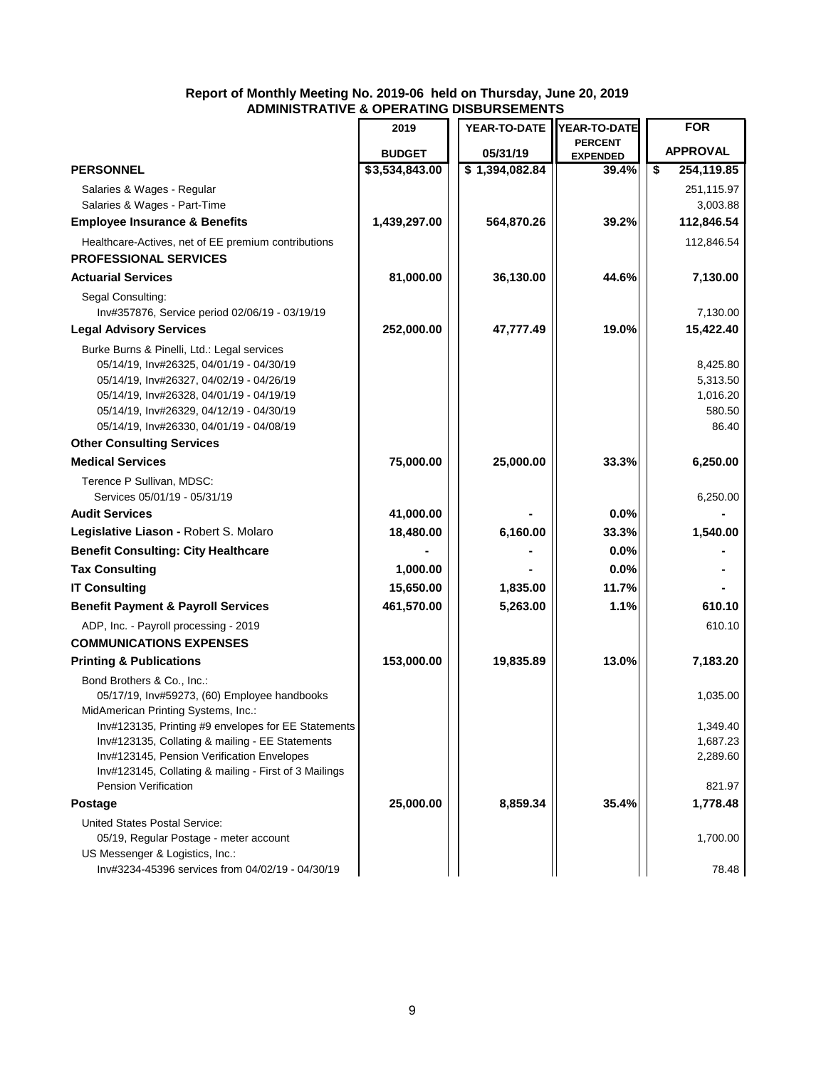**Report of Monthly Meeting No. 2019-06 held on Thursday, June 20, 2019**
**ADMINISTRATIVE & OPERATING DISBURSEMENTS**

| | 2019 BUDGET | YEAR-TO-DATE 05/31/19 | YEAR-TO-DATE PERCENT EXPENDED | FOR APPROVAL |
|---|---|---|---|---|
| **PERSONNEL** | **$3,534,843.00** | **$ 1,394,082.84** | **39.4%** | **$ 254,119.85** |
| Salaries & Wages - Regular | | | | 251,115.97 |
| Salaries & Wages - Part-Time | | | | 3,003.88 |
| **Employee Insurance & Benefits** | **1,439,297.00** | **564,870.26** | **39.2%** | **112,846.54** |
| Healthcare-Actives, net of EE premium contributions | | | | 112,846.54 |
| **PROFESSIONAL SERVICES** | | | | |
| **Actuarial Services** | **81,000.00** | **36,130.00** | **44.6%** | **7,130.00** |
| Segal Consulting: | | | | |
| Inv#357876, Service period 02/06/19 - 03/19/19 | | | | 7,130.00 |
| **Legal Advisory Services** | **252,000.00** | **47,777.49** | **19.0%** | **15,422.40** |
| Burke Burns & Pinelli, Ltd.: Legal services | | | | |
| 05/14/19, Inv#26325, 04/01/19 - 04/30/19 | | | | 8,425.80 |
| 05/14/19, Inv#26327, 04/02/19 - 04/26/19 | | | | 5,313.50 |
| 05/14/19, Inv#26328, 04/01/19 - 04/19/19 | | | | 1,016.20 |
| 05/14/19, Inv#26329, 04/12/19 - 04/30/19 | | | | 580.50 |
| 05/14/19, Inv#26330, 04/01/19 - 04/08/19 | | | | 86.40 |
| **Other Consulting Services** | | | | |
| **Medical Services** | **75,000.00** | **25,000.00** | **33.3%** | **6,250.00** |
| Terence P Sullivan, MDSC: | | | | |
| Services 05/01/19 - 05/31/19 | | | | 6,250.00 |
| **Audit Services** | **41,000.00** | **-** | **0.0%** | **-** |
| **Legislative Liason -** Robert S. Molaro | **18,480.00** | **6,160.00** | **33.3%** | **1,540.00** |
| **Benefit Consulting: City Healthcare** | **-** | **-** | **0.0%** | **-** |
| **Tax Consulting** | **1,000.00** | **-** | **0.0%** | **-** |
| **IT Consulting** | **15,650.00** | **1,835.00** | **11.7%** | **-** |
| **Benefit Payment & Payroll Services** | **461,570.00** | **5,263.00** | **1.1%** | **610.10** |
| ADP, Inc. - Payroll processing - 2019 | | | | 610.10 |
| **COMMUNICATIONS EXPENSES** | | | | |
| **Printing & Publications** | **153,000.00** | **19,835.89** | **13.0%** | **7,183.20** |
| Bond Brothers & Co., Inc.: | | | | |
| 05/17/19, Inv#59273, (60) Employee handbooks | | | | 1,035.00 |
| MidAmerican Printing Systems, Inc.: | | | | |
| Inv#123135, Printing #9 envelopes for EE Statements | | | | 1,349.40 |
| Inv#123135, Collating & mailing - EE Statements | | | | 1,687.23 |
| Inv#123145, Pension Verification Envelopes | | | | 2,289.60 |
| Inv#123145, Collating & mailing - First of 3 Mailings Pension Verification | | | | 821.97 |
| **Postage** | **25,000.00** | **8,859.34** | **35.4%** | **1,778.48** |
| United States Postal Service: | | | | |
| 05/19, Regular Postage - meter account | | | | 1,700.00 |
| US Messenger & Logistics, Inc.: | | | | |
| Inv#3234-45396 services from 04/02/19 - 04/30/19 | | | | 78.48 |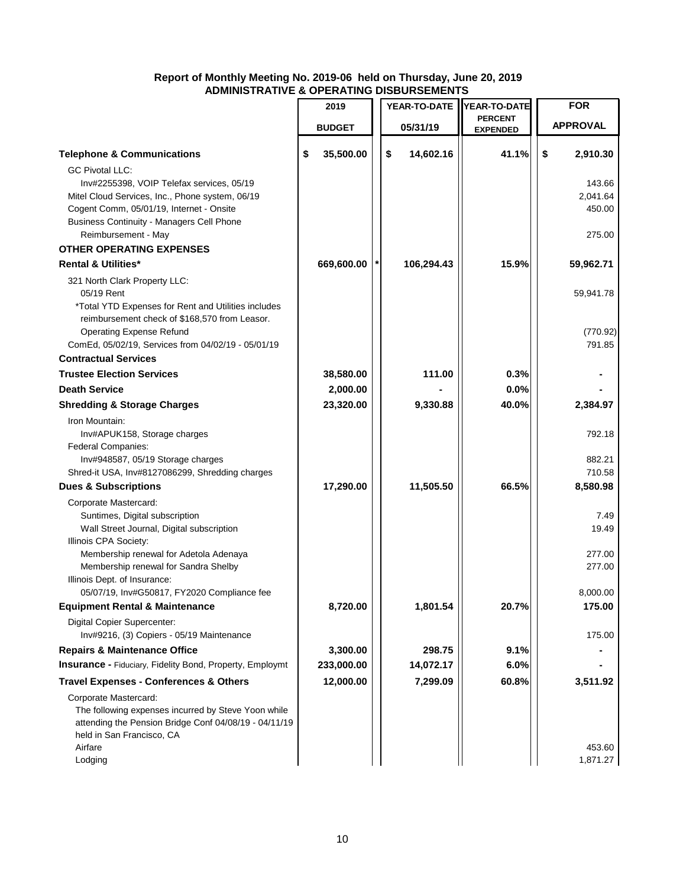**Report of Monthly Meeting No. 2019-06 held on Thursday, June 20, 2019**
**ADMINISTRATIVE & OPERATING DISBURSEMENTS**

| | 2019 BUDGET | YEAR-TO-DATE 05/31/19 | YEAR-TO-DATE PERCENT EXPENDED | FOR APPROVAL |
|---|---|---|---|---|
| **Telephone & Communications** | $ 35,500.00 | $ 14,602.16 | 41.1% | $ 2,910.30 |
| GC Pivotal LLC: | | | | |
| Inv#2255398, VOIP Telefax services, 05/19 | | | | 143.66 |
| Mitel Cloud Services, Inc., Phone system, 06/19 | | | | 2,041.64 |
| Cogent Comm, 05/01/19, Internet - Onsite | | | | 450.00 |
| Business Continuity - Managers Cell Phone Reimbursement - May | | | | 275.00 |
| **OTHER OPERATING EXPENSES** | | | | |
| **Rental & Utilities*** | 669,600.00 | * 106,294.43 | 15.9% | 59,962.71 |
| 321 North Clark Property LLC: | | | | |
| 05/19 Rent | | | | 59,941.78 |
| *Total YTD Expenses for Rent and Utilities includes reimbursement check of $168,570 from Leasor. | | | | |
| Operating Expense Refund | | | | (770.92) |
| ComEd, 05/02/19, Services from 04/02/19 - 05/01/19 | | | | 791.85 |
| **Contractual Services** | | | | |
| **Trustee Election Services** | 38,580.00 | 111.00 | 0.3% | - |
| **Death Service** | 2,000.00 | - | 0.0% | - |
| **Shredding & Storage Charges** | 23,320.00 | 9,330.88 | 40.0% | 2,384.97 |
| Iron Mountain: | | | | |
| Inv#APUK158, Storage charges | | | | 792.18 |
| Federal Companies: | | | | |
| Inv#948587, 05/19 Storage charges | | | | 882.21 |
| Shred-it USA, Inv#8127086299, Shredding charges | | | | 710.58 |
| **Dues & Subscriptions** | 17,290.00 | 11,505.50 | 66.5% | 8,580.98 |
| Corporate Mastercard: | | | | |
| Suntimes, Digital subscription | | | | 7.49 |
| Wall Street Journal, Digital subscription | | | | 19.49 |
| Illinois CPA Society: | | | | |
| Membership renewal for Adetola Adenaya | | | | 277.00 |
| Membership renewal for Sandra Shelby | | | | 277.00 |
| Illinois Dept. of Insurance: | | | | |
| 05/07/19, Inv#G50817, FY2020 Compliance fee | | | | 8,000.00 |
| **Equipment Rental & Maintenance** | 8,720.00 | 1,801.54 | 20.7% | 175.00 |
| Digital Copier Supercenter: | | | | |
| Inv#9216, (3) Copiers - 05/19 Maintenance | | | | 175.00 |
| **Repairs & Maintenance Office** | 3,300.00 | 298.75 | 9.1% | - |
| **Insurance -** Fiduciary, Fidelity Bond, Property, Employmt | 233,000.00 | 14,072.17 | 6.0% | - |
| **Travel Expenses - Conferences & Others** | 12,000.00 | 7,299.09 | 60.8% | 3,511.92 |
| Corporate Mastercard: | | | | |
| The following expenses incurred by Steve Yoon while attending the Pension Bridge Conf 04/08/19 - 04/11/19 held in San Francisco, CA | | | | |
| Airfare | | | | 453.60 |
| Lodging | | | | 1,871.27 |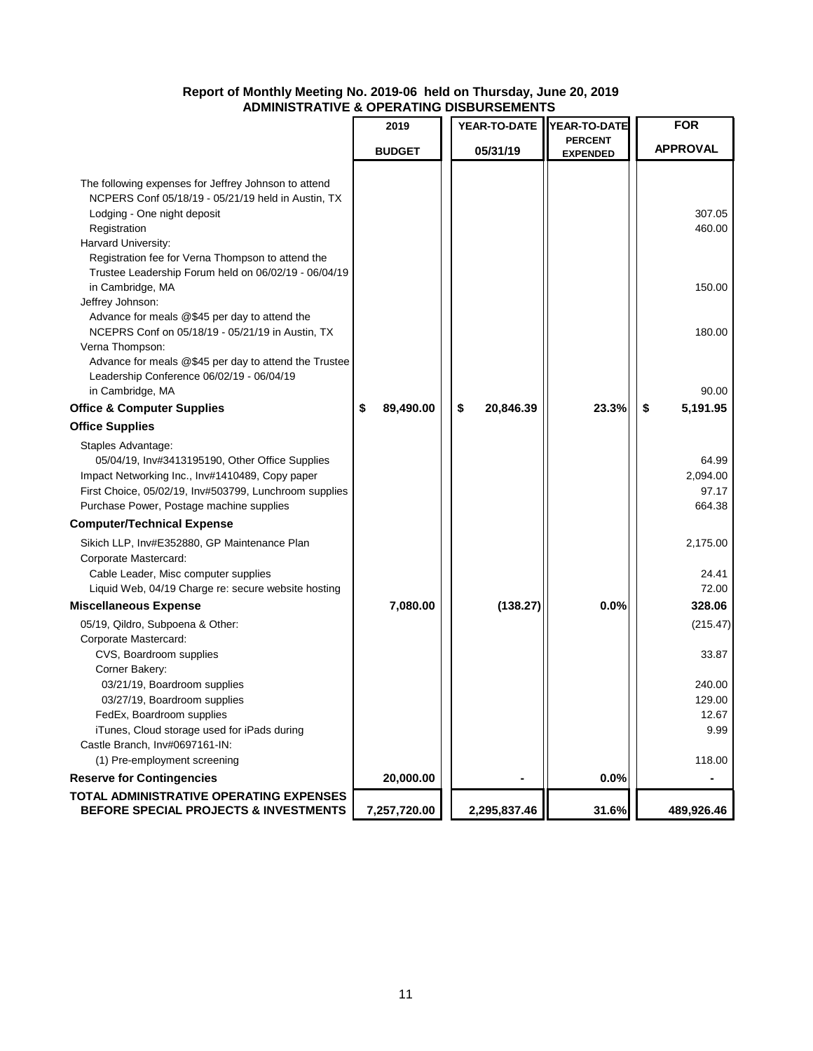**Report of Monthly Meeting No. 2019-06 held on Thursday, June 20, 2019**
**ADMINISTRATIVE & OPERATING DISBURSEMENTS**

| | 2019 BUDGET | YEAR-TO-DATE 05/31/19 | YEAR-TO-DATE PERCENT EXPENDED | FOR APPROVAL |
|---|---|---|---|---|
| The following expenses for Jeffrey Johnson to attend NCPERS Conf 05/18/19 - 05/21/19 held in Austin, TX | | | | |
| Lodging - One night deposit | | | | 307.05 |
| Registration | | | | 460.00 |
| Harvard University: | | | | |
| Registration fee for Verna Thompson to attend the Trustee Leadership Forum held on 06/02/19 - 06/04/19 in Cambridge, MA | | | | 150.00 |
| Jeffrey Johnson: | | | | |
| Advance for meals @$45 per day to attend the NCEPRS Conf on 05/18/19 - 05/21/19 in Austin, TX | | | | 180.00 |
| Verna Thompson: | | | | |
| Advance for meals @$45 per day to attend the Trustee Leadership Conference 06/02/19 - 06/04/19 in Cambridge, MA | | | | 90.00 |
| **Office & Computer Supplies** | **$ 89,490.00** | **$ 20,846.39** | **23.3%** | **$ 5,191.95** |
| **Office Supplies** | | | | |
| Staples Advantage: | | | | |
| 05/04/19, Inv#3413195190, Other Office Supplies | | | | 64.99 |
| Impact Networking Inc., Inv#1410489, Copy paper | | | | 2,094.00 |
| First Choice, 05/02/19, Inv#503799, Lunchroom supplies | | | | 97.17 |
| Purchase Power, Postage machine supplies | | | | 664.38 |
| **Computer/Technical Expense** | | | | |
| Sikich LLP, Inv#E352880, GP Maintenance Plan | | | | 2,175.00 |
| Corporate Mastercard: | | | | |
| Cable Leader, Misc computer supplies | | | | 24.41 |
| Liquid Web, 04/19 Charge re: secure website hosting | | | | 72.00 |
| **Miscellaneous Expense** | **7,080.00** | **(138.27)** | **0.0%** | **328.06** |
| 05/19, Qildro, Subpoena & Other: | | | | (215.47) |
| Corporate Mastercard: | | | | |
| CVS, Boardroom supplies | | | | 33.87 |
| Corner Bakery: | | | | |
| 03/21/19, Boardroom supplies | | | | 240.00 |
| 03/27/19, Boardroom supplies | | | | 129.00 |
| FedEx, Boardroom supplies | | | | 12.67 |
| iTunes, Cloud storage used for iPads during | | | | 9.99 |
| Castle Branch, Inv#0697161-IN: | | | | |
| (1) Pre-employment screening | | | | 118.00 |
| **Reserve for Contingencies** | **20,000.00** | **-** | **0.0%** | **-** |
| **TOTAL ADMINISTRATIVE OPERATING EXPENSES BEFORE SPECIAL PROJECTS & INVESTMENTS** | **7,257,720.00** | **2,295,837.46** | **31.6%** | **489,926.46** |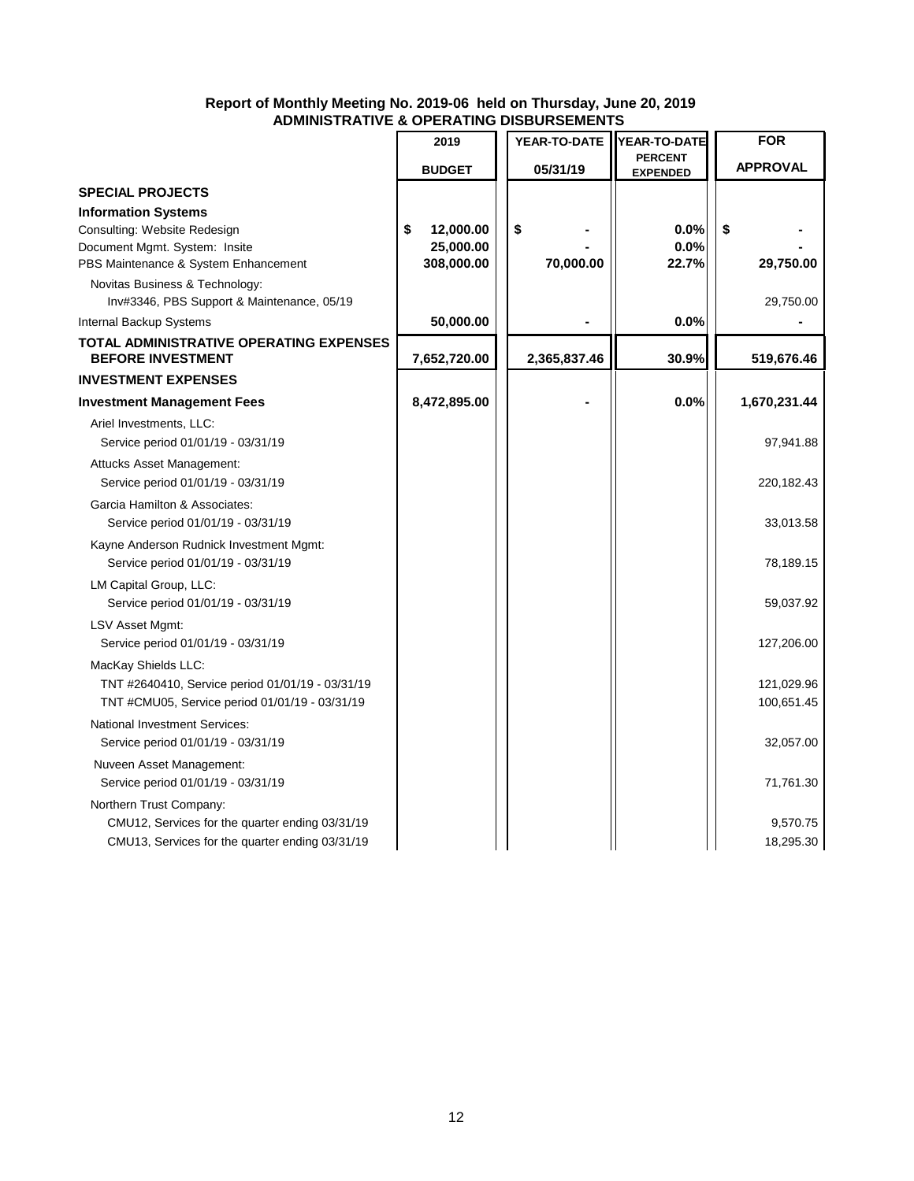**Report of Monthly Meeting No. 2019-06 held on Thursday, June 20, 2019**
**ADMINISTRATIVE & OPERATING DISBURSEMENTS**

| | 2019 BUDGET | YEAR-TO-DATE 05/31/19 | YEAR-TO-DATE PERCENT EXPENDED | FOR APPROVAL |
|---|---|---|---|---|
| **SPECIAL PROJECTS** | | | | |
| **Information Systems** | | | | |
| Consulting: Website Redesign | $ 12,000.00 | $ - | 0.0% | $ - |
| Document Mgmt. System: Insite | 25,000.00 | - | 0.0% | - |
| PBS Maintenance & System Enhancement | 308,000.00 | 70,000.00 | 22.7% | 29,750.00 |
| Novitas Business & Technology: | | | | |
| Inv#3346, PBS Support & Maintenance, 05/19 | | | | 29,750.00 |
| Internal Backup Systems | 50,000.00 | - | 0.0% | - |
| **TOTAL ADMINISTRATIVE OPERATING EXPENSES BEFORE INVESTMENT** | 7,652,720.00 | 2,365,837.46 | 30.9% | 519,676.46 |
| **INVESTMENT EXPENSES** | | | | |
| **Investment Management Fees** | 8,472,895.00 | - | 0.0% | 1,670,231.44 |
| Ariel Investments, LLC: | | | | |
| Service period 01/01/19 - 03/31/19 | | | | 97,941.88 |
| Attucks Asset Management: | | | | |
| Service period 01/01/19 - 03/31/19 | | | | 220,182.43 |
| Garcia Hamilton & Associates: | | | | |
| Service period 01/01/19 - 03/31/19 | | | | 33,013.58 |
| Kayne Anderson Rudnick Investment Mgmt: | | | | |
| Service period 01/01/19 - 03/31/19 | | | | 78,189.15 |
| LM Capital Group, LLC: | | | | |
| Service period 01/01/19 - 03/31/19 | | | | 59,037.92 |
| LSV Asset Mgmt: | | | | |
| Service period 01/01/19 - 03/31/19 | | | | 127,206.00 |
| MacKay Shields LLC: | | | | |
| TNT #2640410, Service period 01/01/19 - 03/31/19 | | | | 121,029.96 |
| TNT #CMU05, Service period 01/01/19 - 03/31/19 | | | | 100,651.45 |
| National Investment Services: | | | | |
| Service period 01/01/19 - 03/31/19 | | | | 32,057.00 |
| Nuveen Asset Management: | | | | |
| Service period 01/01/19 - 03/31/19 | | | | 71,761.30 |
| Northern Trust Company: | | | | |
| CMU12, Services for the quarter ending 03/31/19 | | | | 9,570.75 |
| CMU13, Services for the quarter ending 03/31/19 | | | | 18,295.30 |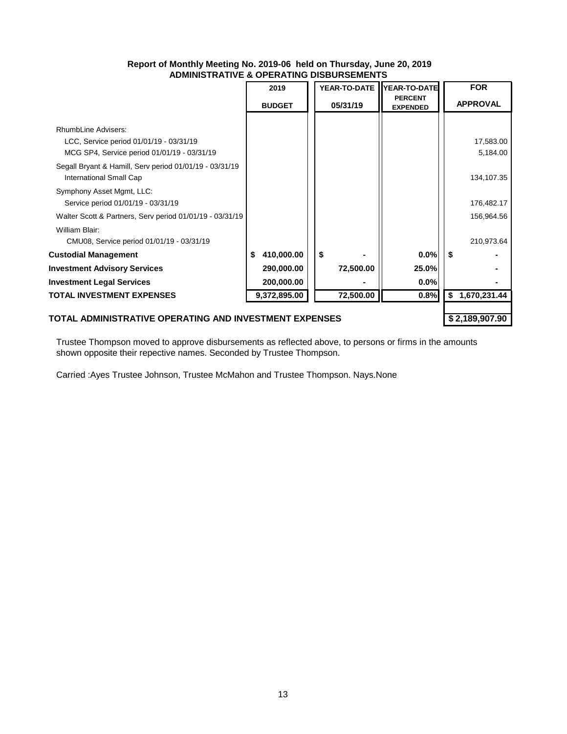**Report of Monthly Meeting No. 2019-06 held on Thursday, June 20, 2019**
**ADMINISTRATIVE & OPERATING DISBURSEMENTS**

| | 2019 BUDGET | YEAR-TO-DATE 05/31/19 | YEAR-TO-DATE PERCENT EXPENDED | FOR APPROVAL |
|---|---|---|---|---|
| RhumbLine Advisers: | | | | |
| LCC, Service period 01/01/19 - 03/31/19 | | | | 17,583.00 |
| MCG SP4, Service period 01/01/19 - 03/31/19 | | | | 5,184.00 |
| Segall Bryant & Hamill, Serv period 01/01/19 - 03/31/19 International Small Cap | | | | 134,107.35 |
| Symphony Asset Mgmt, LLC: | | | | |
| Service period 01/01/19 - 03/31/19 | | | | 176,482.17 |
| Walter Scott & Partners, Serv period 01/01/19 - 03/31/19 | | | | 156,964.56 |
| William Blair: | | | | |
| CMU08, Service period 01/01/19 - 03/31/19 | | | | 210,973.64 |
| **Custodial Management** | **$ 410,000.00** | **$ -** | **0.0%** | **$ -** |
| **Investment Advisory Services** | **290,000.00** | **72,500.00** | **25.0%** | **-** |
| **Investment Legal Services** | **200,000.00** | **-** | **0.0%** | **-** |
| **TOTAL INVESTMENT EXPENSES** | **9,372,895.00** | **72,500.00** | **0.8%** | **$ 1,670,231.44** |
| **TOTAL ADMINISTRATIVE OPERATING AND INVESTMENT EXPENSES** | | | | **$ 2,189,907.90** |

Trustee Thompson moved to approve disbursements as reflected above, to persons or firms in the amounts shown opposite their repective names. Seconded by Trustee Thompson.

Carried :Ayes Trustee Johnson, Trustee McMahon and Trustee Thompson. Nays.None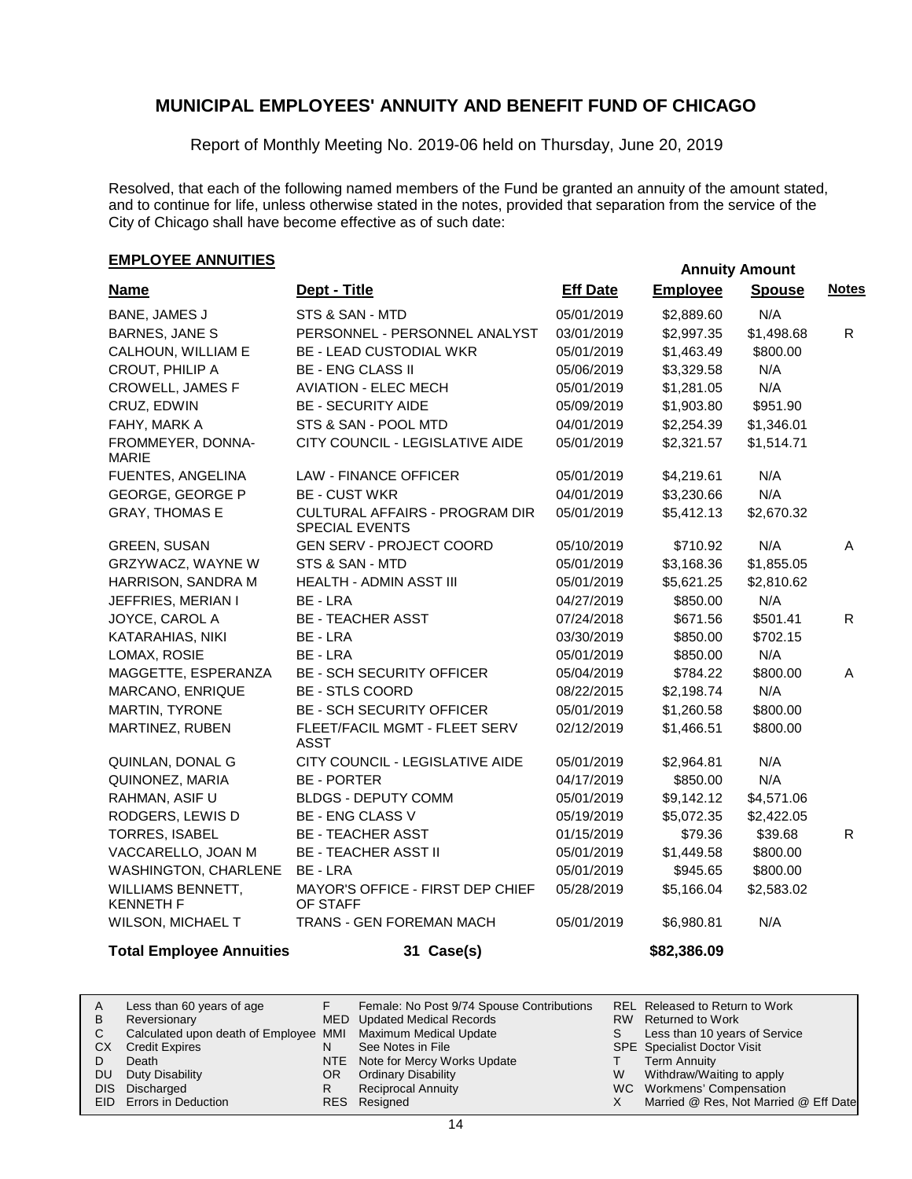# MUNICIPAL EMPLOYEES' ANNUITY AND BENEFIT FUND OF CHICAGO

Report of Monthly Meeting No. 2019-06 held on Thursday, June 20, 2019

Resolved, that each of the following named members of the Fund be granted an annuity of the amount stated, and to continue for life, unless otherwise stated in the notes, provided that separation from the service of the City of Chicago shall have become effective as of such date:

## EMPLOYEE ANNUITIES

| Name | Dept - Title | Eff Date | Annuity Amount Employee | Annuity Amount Spouse | Notes |
|---|---|---|---|---|---|
| BANE, JAMES J | STS & SAN - MTD | 05/01/2019 | $2,889.60 | N/A | |
| BARNES, JANE S | PERSONNEL - PERSONNEL ANALYST | 03/01/2019 | $2,997.35 | $1,498.68 | R |
| CALHOUN, WILLIAM E | BE - LEAD CUSTODIAL WKR | 05/01/2019 | $1,463.49 | $800.00 | |
| CROUT, PHILIP A | BE - ENG CLASS II | 05/06/2019 | $3,329.58 | N/A | |
| CROWELL, JAMES F | AVIATION - ELEC MECH | 05/01/2019 | $1,281.05 | N/A | |
| CRUZ, EDWIN | BE - SECURITY AIDE | 05/09/2019 | $1,903.80 | $951.90 | |
| FAHY, MARK A | STS & SAN - POOL MTD | 04/01/2019 | $2,254.39 | $1,346.01 | |
| FROMMEYER, DONNA-MARIE | CITY COUNCIL - LEGISLATIVE AIDE | 05/01/2019 | $2,321.57 | $1,514.71 | |
| FUENTES, ANGELINA | LAW - FINANCE OFFICER | 05/01/2019 | $4,219.61 | N/A | |
| GEORGE, GEORGE P | BE - CUST WKR | 04/01/2019 | $3,230.66 | N/A | |
| GRAY, THOMAS E | CULTURAL AFFAIRS - PROGRAM DIR SPECIAL EVENTS | 05/01/2019 | $5,412.13 | $2,670.32 | |
| GREEN, SUSAN | GEN SERV - PROJECT COORD | 05/10/2019 | $710.92 | N/A | A |
| GRZYWACZ, WAYNE W | STS & SAN - MTD | 05/01/2019 | $3,168.36 | $1,855.05 | |
| HARRISON, SANDRA M | HEALTH - ADMIN ASST III | 05/01/2019 | $5,621.25 | $2,810.62 | |
| JEFFRIES, MERIAN I | BE - LRA | 04/27/2019 | $850.00 | N/A | |
| JOYCE, CAROL A | BE - TEACHER ASST | 07/24/2018 | $671.56 | $501.41 | R |
| KATARAHIAS, NIKI | BE - LRA | 03/30/2019 | $850.00 | $702.15 | |
| LOMAX, ROSIE | BE - LRA | 05/01/2019 | $850.00 | N/A | |
| MAGGETTE, ESPERANZA | BE - SCH SECURITY OFFICER | 05/04/2019 | $784.22 | $800.00 | A |
| MARCANO, ENRIQUE | BE - STLS COORD | 08/22/2015 | $2,198.74 | N/A | |
| MARTIN, TYRONE | BE - SCH SECURITY OFFICER | 05/01/2019 | $1,260.58 | $800.00 | |
| MARTINEZ, RUBEN | FLEET/FACIL MGMT - FLEET SERV ASST | 02/12/2019 | $1,466.51 | $800.00 | |
| QUINLAN, DONAL G | CITY COUNCIL - LEGISLATIVE AIDE | 05/01/2019 | $2,964.81 | N/A | |
| QUINONEZ, MARIA | BE - PORTER | 04/17/2019 | $850.00 | N/A | |
| RAHMAN, ASIF U | BLDGS - DEPUTY COMM | 05/01/2019 | $9,142.12 | $4,571.06 | |
| RODGERS, LEWIS D | BE - ENG CLASS V | 05/19/2019 | $5,072.35 | $2,422.05 | |
| TORRES, ISABEL | BE - TEACHER ASST | 01/15/2019 | $79.36 | $39.68 | R |
| VACCARELLO, JOAN M | BE - TEACHER ASST II | 05/01/2019 | $1,449.58 | $800.00 | |
| WASHINGTON, CHARLENE | BE - LRA | 05/01/2019 | $945.65 | $800.00 | |
| WILLIAMS BENNETT, KENNETH F | MAYOR'S OFFICE - FIRST DEP CHIEF OF STAFF | 05/28/2019 | $5,166.04 | $2,583.02 | |
| WILSON, MICHAEL T | TRANS - GEN FOREMAN MACH | 05/01/2019 | $6,980.81 | N/A | |
| **Total Employee Annuities** | **31 Case(s)** | | **$82,386.09** | | |

| | | | | | |
|---|---|---|---|---|---|
| A | Less than 60 years of age | F | Female: No Post 9/74 Spouse Contributions | REL | Released to Return to Work |
| B | Reversionary | MED | Updated Medical Records | RW | Returned to Work |
| C | Calculated upon death of Employee | MMI | Maximum Medical Update | S | Less than 10 years of Service |
| CX | Credit Expires | N | See Notes in File | SPE | Specialist Doctor Visit |
| D | Death | NTE | Note for Mercy Works Update | T | Term Annuity |
| DU | Duty Disability | OR | Ordinary Disability | W | Withdraw/Waiting to apply |
| DIS | Discharged | R | Reciprocal Annuity | WC | Workmens' Compensation |
| EID | Errors in Deduction | RES | Resigned | X | Married @ Res, Not Married @ Eff Date |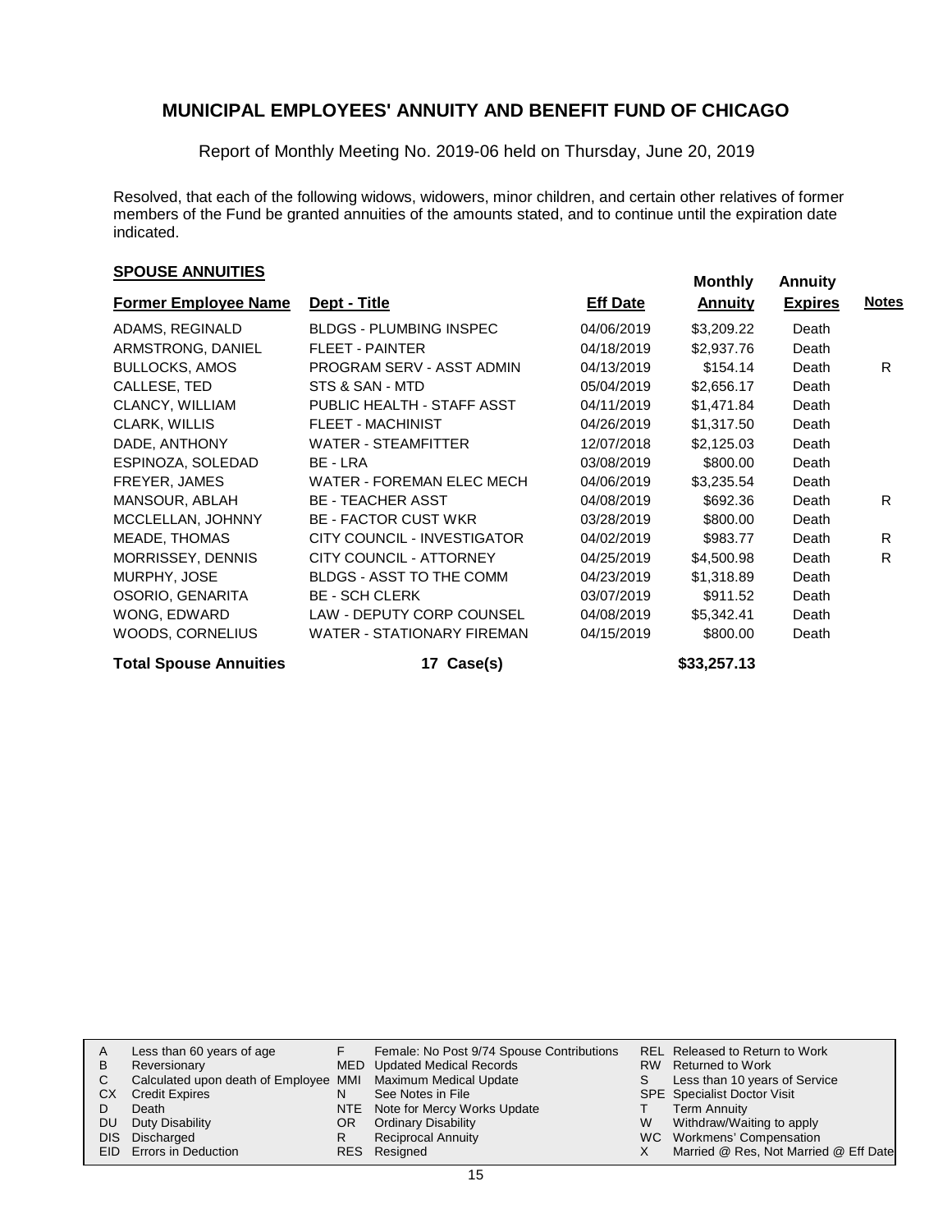# MUNICIPAL EMPLOYEES' ANNUITY AND BENEFIT FUND OF CHICAGO

Report of Monthly Meeting No. 2019-06 held on Thursday, June 20, 2019

Resolved, that each of the following widows, widowers, minor children, and certain other relatives of former members of the Fund be granted annuities of the amounts stated, and to continue until the expiration date indicated.

## SPOUSE ANNUITIES

| Former Employee Name | Dept - Title | Eff Date | Monthly Annuity | Annuity Expires | Notes |
|---|---|---|---|---|---|
| ADAMS, REGINALD | BLDGS - PLUMBING INSPEC | 04/06/2019 | $3,209.22 | Death | |
| ARMSTRONG, DANIEL | FLEET - PAINTER | 04/18/2019 | $2,937.76 | Death | |
| BULLOCKS, AMOS | PROGRAM SERV - ASST ADMIN | 04/13/2019 | $154.14 | Death | R |
| CALLESE, TED | STS & SAN - MTD | 05/04/2019 | $2,656.17 | Death | |
| CLANCY, WILLIAM | PUBLIC HEALTH - STAFF ASST | 04/11/2019 | $1,471.84 | Death | |
| CLARK, WILLIS | FLEET - MACHINIST | 04/26/2019 | $1,317.50 | Death | |
| DADE, ANTHONY | WATER - STEAMFITTER | 12/07/2018 | $2,125.03 | Death | |
| ESPINOZA, SOLEDAD | BE - LRA | 03/08/2019 | $800.00 | Death | |
| FREYER, JAMES | WATER - FOREMAN ELEC MECH | 04/06/2019 | $3,235.54 | Death | |
| MANSOUR, ABLAH | BE - TEACHER ASST | 04/08/2019 | $692.36 | Death | R |
| MCCLELLAN, JOHNNY | BE - FACTOR CUST WKR | 03/28/2019 | $800.00 | Death | |
| MEADE, THOMAS | CITY COUNCIL - INVESTIGATOR | 04/02/2019 | $983.77 | Death | R |
| MORRISSEY, DENNIS | CITY COUNCIL - ATTORNEY | 04/25/2019 | $4,500.98 | Death | R |
| MURPHY, JOSE | BLDGS - ASST TO THE COMM | 04/23/2019 | $1,318.89 | Death | |
| OSORIO, GENARITA | BE - SCH CLERK | 03/07/2019 | $911.52 | Death | |
| WONG, EDWARD | LAW - DEPUTY CORP COUNSEL | 04/08/2019 | $5,342.41 | Death | |
| WOODS, CORNELIUS | WATER - STATIONARY FIREMAN | 04/15/2019 | $800.00 | Death | |
| **Total Spouse Annuities** | **17 Case(s)** | | **$33,257.13** | | |

| | | | | | |
|---|---|---|---|---|---|
| A | Less than 60 years of age | F | Female: No Post 9/74 Spouse Contributions | REL | Released to Return to Work |
| B | Reversionary | MED | Updated Medical Records | RW | Returned to Work |
| C | Calculated upon death of Employee | MMI | Maximum Medical Update | S | Less than 10 years of Service |
| CX | Credit Expires | N | See Notes in File | SPE | Specialist Doctor Visit |
| D | Death | NTE | Note for Mercy Works Update | T | Term Annuity |
| DU | Duty Disability | OR | Ordinary Disability | W | Withdraw/Waiting to apply |
| DIS | Discharged | R | Reciprocal Annuity | WC | Workmens' Compensation |
| EID | Errors in Deduction | RES | Resigned | X | Married @ Res, Not Married @ Eff Date |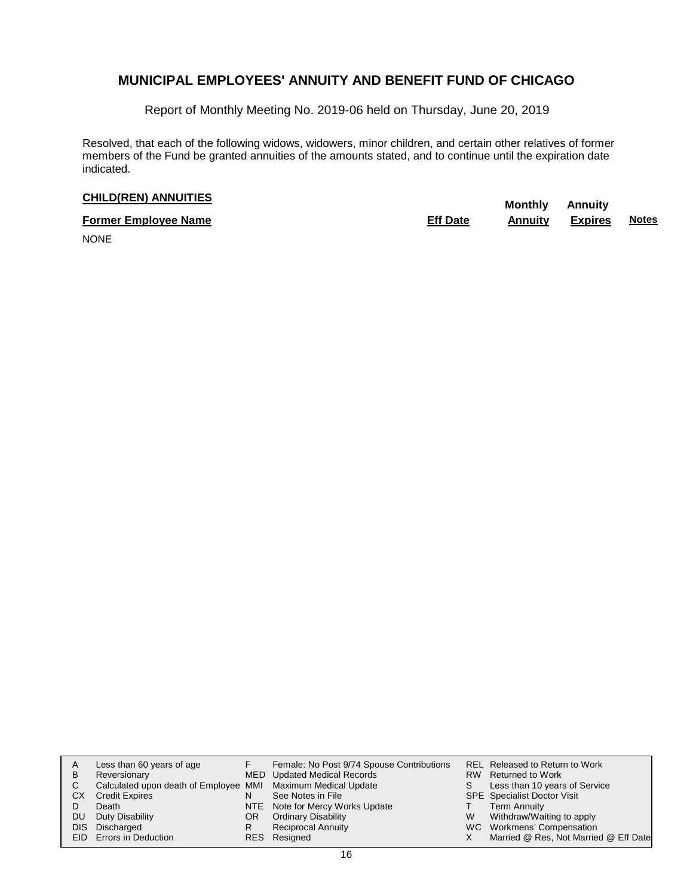## MUNICIPAL EMPLOYEES' ANNUITY AND BENEFIT FUND OF CHICAGO

Report of Monthly Meeting No. 2019-06 held on Thursday, June 20, 2019

Resolved, that each of the following widows, widowers, minor children, and certain other relatives of former members of the Fund be granted annuities of the amounts stated, and to continue until the expiration date indicated.

**CHILD(REN) ANNUITIES**

| Former Employee Name | Eff Date | Monthly Annuity | Annuity Expires | Notes |
|---|---|---|---|---|
| NONE | | | | |

| | | | | | |
|---|---|---|---|---|---|
| A | Less than 60 years of age | F | Female: No Post 9/74 Spouse Contributions | REL | Released to Return to Work |
| B | Reversionary | MED | Updated Medical Records | RW | Returned to Work |
| C | Calculated upon death of Employee | MMI | Maximum Medical Update | S | Less than 10 years of Service |
| CX | Credit Expires | N | See Notes in File | SPE | Specialist Doctor Visit |
| D | Death | NTE | Note for Mercy Works Update | T | Term Annuity |
| DU | Duty Disability | OR | Ordinary Disability | W | Withdraw/Waiting to apply |
| DIS | Discharged | R | Reciprocal Annuity | WC | Workmens' Compensation |
| EID | Errors in Deduction | RES | Resigned | X | Married @ Res, Not Married @ Eff Date |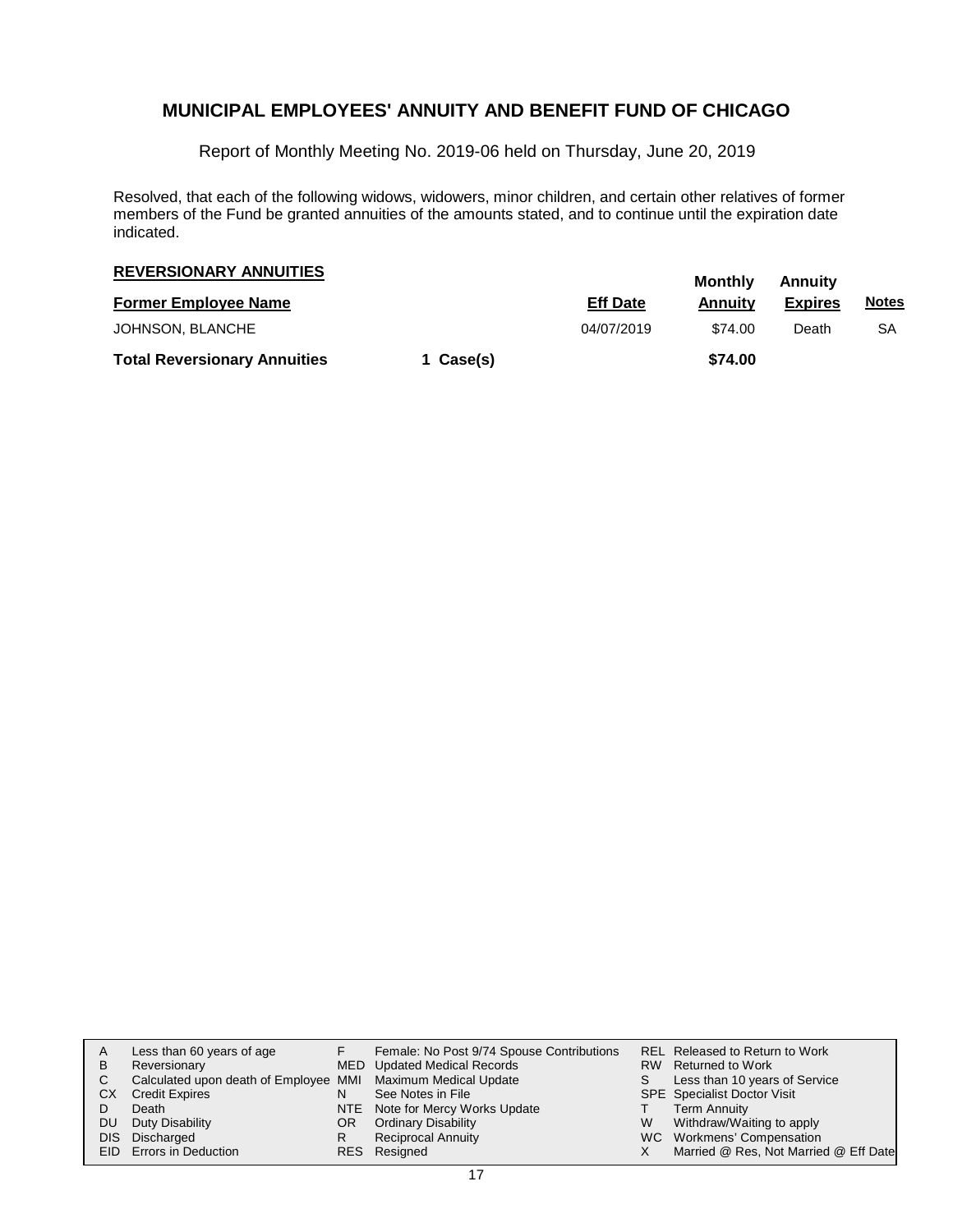# MUNICIPAL EMPLOYEES' ANNUITY AND BENEFIT FUND OF CHICAGO

Report of Monthly Meeting No. 2019-06 held on Thursday, June 20, 2019

Resolved, that each of the following widows, widowers, minor children, and certain other relatives of former members of the Fund be granted annuities of the amounts stated, and to continue until the expiration date indicated.

## REVERSIONARY ANNUITIES

| Former Employee Name | | Eff Date | Monthly Annuity | Annuity Expires | Notes |
|---|---|---|---|---|---|
| JOHNSON, BLANCHE | | 04/07/2019 | $74.00 | Death | SA |
| **Total Reversionary Annuities** | **1 Case(s)** | | **$74.00** | | |

| | | | | | |
|---|---|---|---|---|---|
| A | Less than 60 years of age | F | Female: No Post 9/74 Spouse Contributions | REL | Released to Return to Work |
| B | Reversionary | MED | Updated Medical Records | RW | Returned to Work |
| C | Calculated upon death of Employee | MMI | Maximum Medical Update | S | Less than 10 years of Service |
| CX | Credit Expires | N | See Notes in File | SPE | Specialist Doctor Visit |
| D | Death | NTE | Note for Mercy Works Update | T | Term Annuity |
| DU | Duty Disability | OR | Ordinary Disability | W | Withdraw/Waiting to apply |
| DIS | Discharged | R | Reciprocal Annuity | WC | Workmens' Compensation |
| EID | Errors in Deduction | RES | Resigned | X | Married @ Res, Not Married @ Eff Date |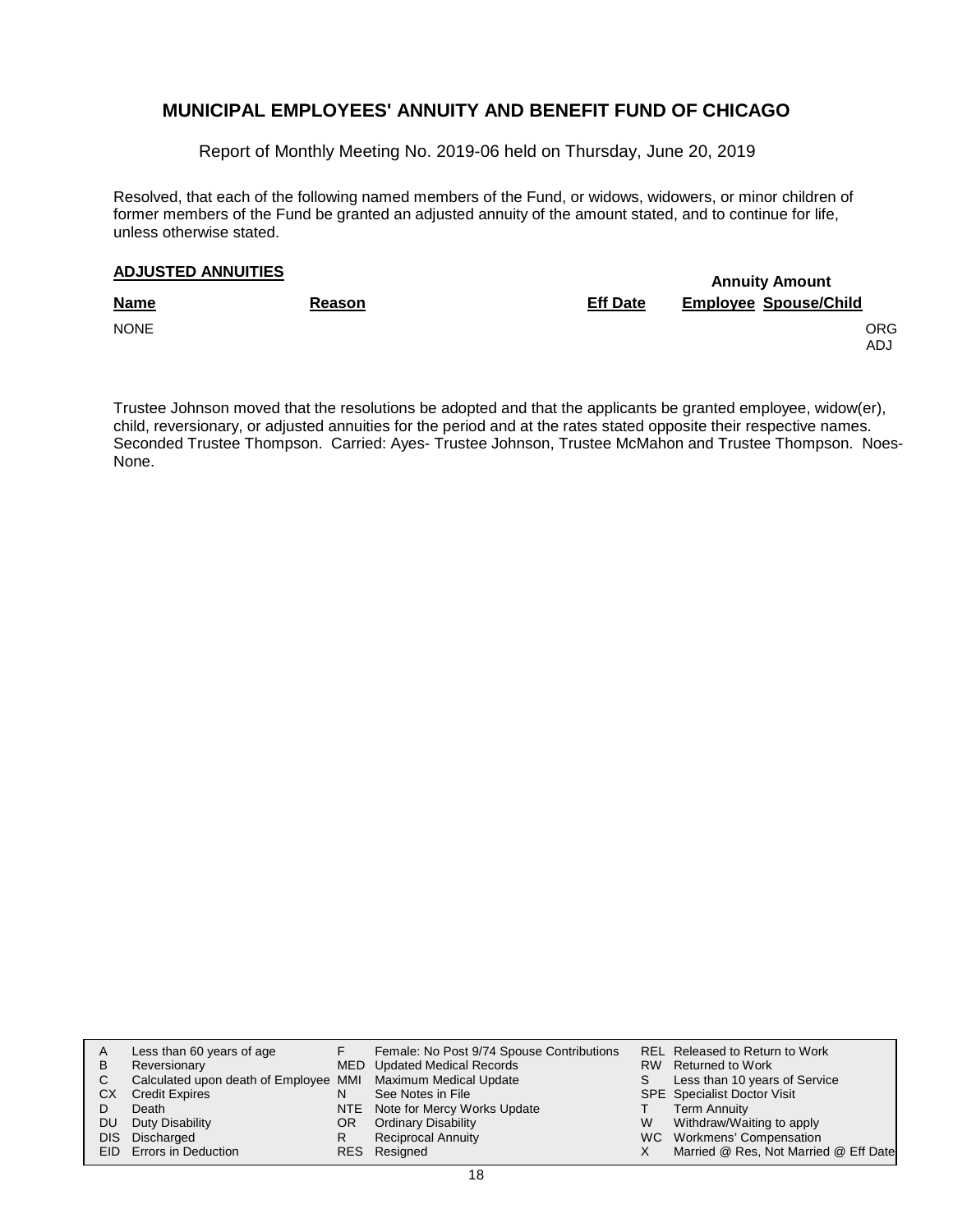# MUNICIPAL EMPLOYEES' ANNUITY AND BENEFIT FUND OF CHICAGO

Report of Monthly Meeting No. 2019-06 held on Thursday, June 20, 2019

Resolved, that each of the following named members of the Fund, or widows, widowers, or minor children of former members of the Fund be granted an adjusted annuity of the amount stated, and to continue for life, unless otherwise stated.

## ADJUSTED ANNUITIES

| Name | Reason | Eff Date | Annuity Amount Employee | Spouse/Child |
|---|---|---|---|---|
| NONE | | | | ORG ADJ |

Trustee Johnson moved that the resolutions be adopted and that the applicants be granted employee, widow(er), child, reversionary, or adjusted annuities for the period and at the rates stated opposite their respective names. Seconded Trustee Thompson. Carried: Ayes- Trustee Johnson, Trustee McMahon and Trustee Thompson. Noes- None.

| | | | | | |
|---|---|---|---|---|---|
| A | Less than 60 years of age | F | Female: No Post 9/74 Spouse Contributions | REL | Released to Return to Work |
| B | Reversionary | MED | Updated Medical Records | RW | Returned to Work |
| C | Calculated upon death of Employee | MMI | Maximum Medical Update | S | Less than 10 years of Service |
| CX | Credit Expires | N | See Notes in File | SPE | Specialist Doctor Visit |
| D | Death | NTE | Note for Mercy Works Update | T | Term Annuity |
| DU | Duty Disability | OR | Ordinary Disability | W | Withdraw/Waiting to apply |
| DIS | Discharged | R | Reciprocal Annuity | WC | Workmens' Compensation |
| EID | Errors in Deduction | RES | Resigned | X | Married @ Res, Not Married @ Eff Date |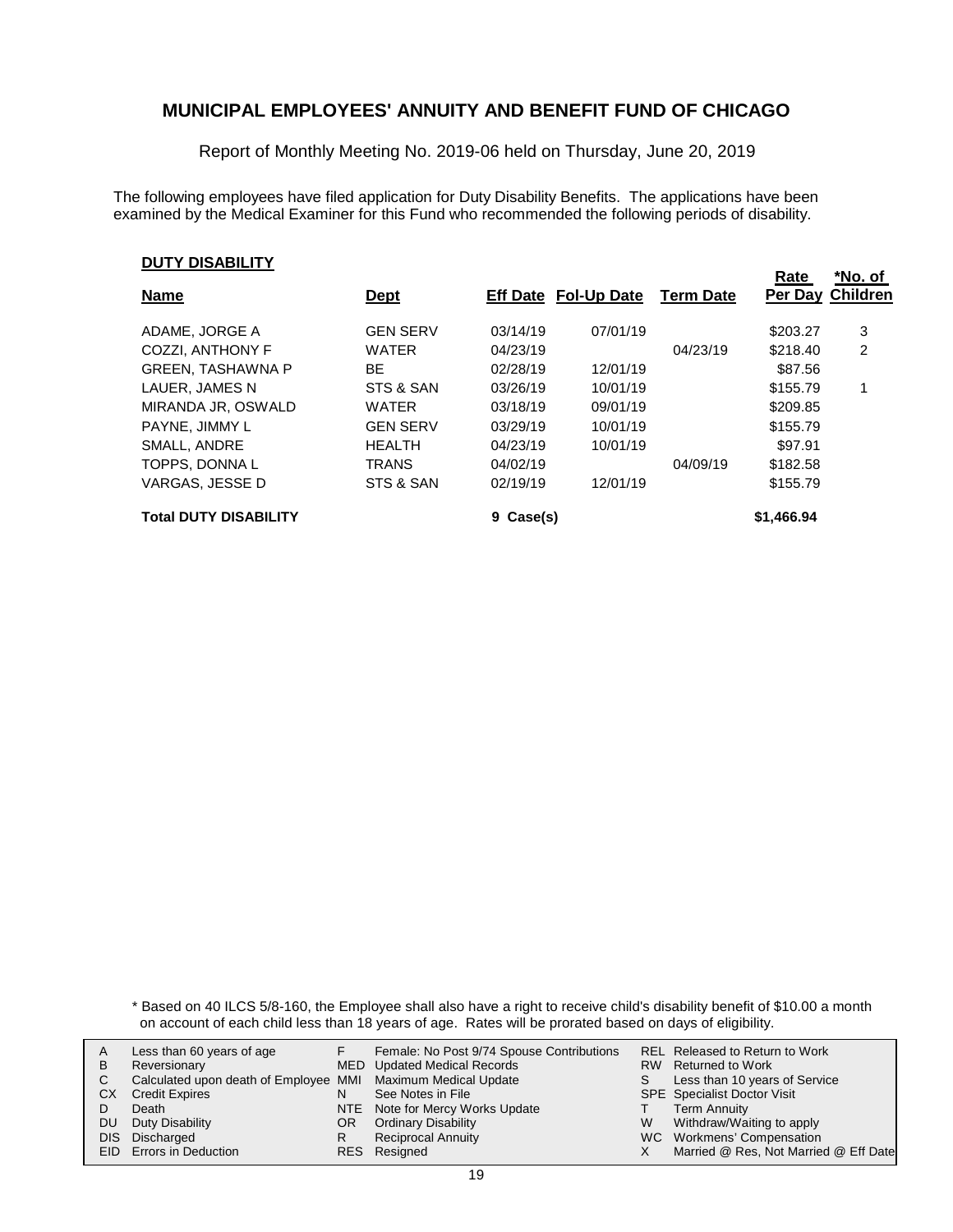# MUNICIPAL EMPLOYEES' ANNUITY AND BENEFIT FUND OF CHICAGO

Report of Monthly Meeting No. 2019-06 held on Thursday, June 20, 2019

The following employees have filed application for Duty Disability Benefits. The applications have been examined by the Medical Examiner for this Fund who recommended the following periods of disability.

**DUTY DISABILITY**

| Name | Dept | Eff Date | Fol-Up Date | Term Date | Rate Per Day | *No. of Children |
|---|---|---|---|---|---|---|
| ADAME, JORGE A | GEN SERV | 03/14/19 | 07/01/19 | | $203.27 | 3 |
| COZZI, ANTHONY F | WATER | 04/23/19 | | 04/23/19 | $218.40 | 2 |
| GREEN, TASHAWNA P | BE | 02/28/19 | 12/01/19 | | $87.56 | |
| LAUER, JAMES N | STS & SAN | 03/26/19 | 10/01/19 | | $155.79 | 1 |
| MIRANDA JR, OSWALD | WATER | 03/18/19 | 09/01/19 | | $209.85 | |
| PAYNE, JIMMY L | GEN SERV | 03/29/19 | 10/01/19 | | $155.79 | |
| SMALL, ANDRE | HEALTH | 04/23/19 | 10/01/19 | | $97.91 | |
| TOPPS, DONNA L | TRANS | 04/02/19 | | 04/09/19 | $182.58 | |
| VARGAS, JESSE D | STS & SAN | 02/19/19 | 12/01/19 | | $155.79 | |
| **Total DUTY DISABILITY** | | 9 Case(s) | | | $1,466.94 | |

\* Based on 40 ILCS 5/8-160, the Employee shall also have a right to receive child's disability benefit of $10.00 a month on account of each child less than 18 years of age. Rates will be prorated based on days of eligibility.

| | | | | | |
|---|---|---|---|---|---|
| A | Less than 60 years of age | F | Female: No Post 9/74 Spouse Contributions | REL | Released to Return to Work |
| B | Reversionary | MED | Updated Medical Records | RW | Returned to Work |
| C | Calculated upon death of Employee | MMI | Maximum Medical Update | S | Less than 10 years of Service |
| CX | Credit Expires | N | See Notes in File | SPE | Specialist Doctor Visit |
| D | Death | NTE | Note for Mercy Works Update | T | Term Annuity |
| DU | Duty Disability | OR | Ordinary Disability | W | Withdraw/Waiting to apply |
| DIS | Discharged | R | Reciprocal Annuity | WC | Workmens' Compensation |
| EID | Errors in Deduction | RES | Resigned | X | Married @ Res, Not Married @ Eff Date |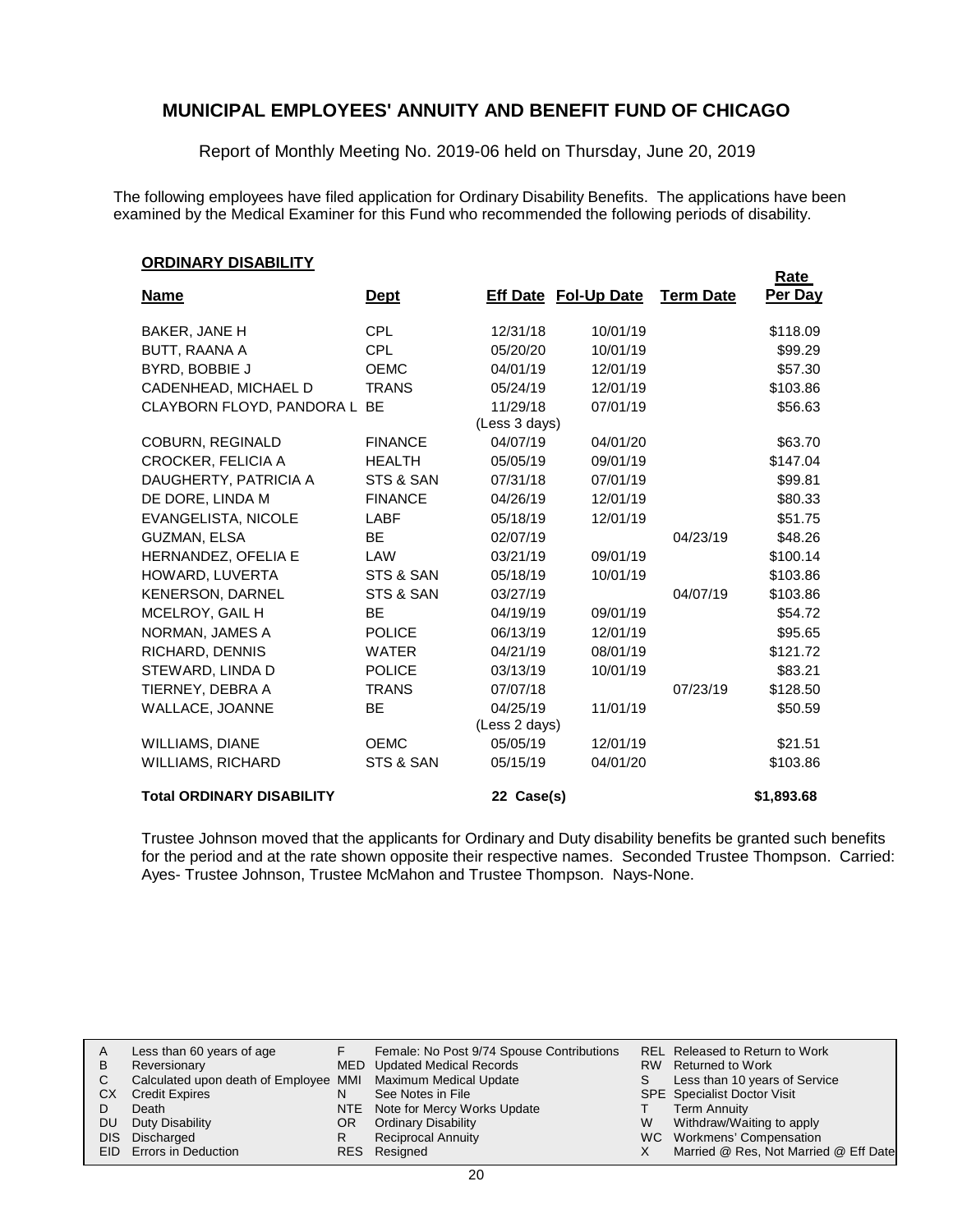# MUNICIPAL EMPLOYEES' ANNUITY AND BENEFIT FUND OF CHICAGO

Report of Monthly Meeting No. 2019-06 held on Thursday, June 20, 2019

The following employees have filed application for Ordinary Disability Benefits. The applications have been examined by the Medical Examiner for this Fund who recommended the following periods of disability.

## ORDINARY DISABILITY

| Name | Dept | Eff Date | Fol-Up Date | Term Date | Rate Per Day |
|---|---|---|---|---|---|
| BAKER, JANE H | CPL | 12/31/18 | 10/01/19 | | $118.09 |
| BUTT, RAANA A | CPL | 05/20/20 | 10/01/19 | | $99.29 |
| BYRD, BOBBIE J | OEMC | 04/01/19 | 12/01/19 | | $57.30 |
| CADENHEAD, MICHAEL D | TRANS | 05/24/19 | 12/01/19 | | $103.86 |
| CLAYBORN FLOYD, PANDORA L | BE | 11/29/18 (Less 3 days) | 07/01/19 | | $56.63 |
| COBURN, REGINALD | FINANCE | 04/07/19 | 04/01/20 | | $63.70 |
| CROCKER, FELICIA A | HEALTH | 05/05/19 | 09/01/19 | | $147.04 |
| DAUGHERTY, PATRICIA A | STS & SAN | 07/31/18 | 07/01/19 | | $99.81 |
| DE DORE, LINDA M | FINANCE | 04/26/19 | 12/01/19 | | $80.33 |
| EVANGELISTA, NICOLE | LABF | 05/18/19 | 12/01/19 | | $51.75 |
| GUZMAN, ELSA | BE | 02/07/19 | | 04/23/19 | $48.26 |
| HERNANDEZ, OFELIA E | LAW | 03/21/19 | 09/01/19 | | $100.14 |
| HOWARD, LUVERTA | STS & SAN | 05/18/19 | 10/01/19 | | $103.86 |
| KENERSON, DARNEL | STS & SAN | 03/27/19 | | 04/07/19 | $103.86 |
| MCELROY, GAIL H | BE | 04/19/19 | 09/01/19 | | $54.72 |
| NORMAN, JAMES A | POLICE | 06/13/19 | 12/01/19 | | $95.65 |
| RICHARD, DENNIS | WATER | 04/21/19 | 08/01/19 | | $121.72 |
| STEWARD, LINDA D | POLICE | 03/13/19 | 10/01/19 | | $83.21 |
| TIERNEY, DEBRA A | TRANS | 07/07/18 | | 07/23/19 | $128.50 |
| WALLACE, JOANNE | BE | 04/25/19 (Less 2 days) | 11/01/19 | | $50.59 |
| WILLIAMS, DIANE | OEMC | 05/05/19 | 12/01/19 | | $21.51 |
| WILLIAMS, RICHARD | STS & SAN | 05/15/19 | 04/01/20 | | $103.86 |
| **Total ORDINARY DISABILITY** | | **22 Case(s)** | | | **$1,893.68** |

Trustee Johnson moved that the applicants for Ordinary and Duty disability benefits be granted such benefits for the period and at the rate shown opposite their respective names. Seconded Trustee Thompson. Carried: Ayes- Trustee Johnson, Trustee McMahon and Trustee Thompson. Nays-None.

| | | | | | |
|---|---|---|---|---|---|
| A | Less than 60 years of age | F | Female: No Post 9/74 Spouse Contributions | REL | Released to Return to Work |
| B | Reversionary | MED | Updated Medical Records | RW | Returned to Work |
| C | Calculated upon death of Employee | MMI | Maximum Medical Update | S | Less than 10 years of Service |
| CX | Credit Expires | N | See Notes in File | SPE | Specialist Doctor Visit |
| D | Death | NTE | Note for Mercy Works Update | T | Term Annuity |
| DU | Duty Disability | OR | Ordinary Disability | W | Withdraw/Waiting to apply |
| DIS | Discharged | R | Reciprocal Annuity | WC | Workmens' Compensation |
| EID | Errors in Deduction | RES | Resigned | X | Married @ Res, Not Married @ Eff Date |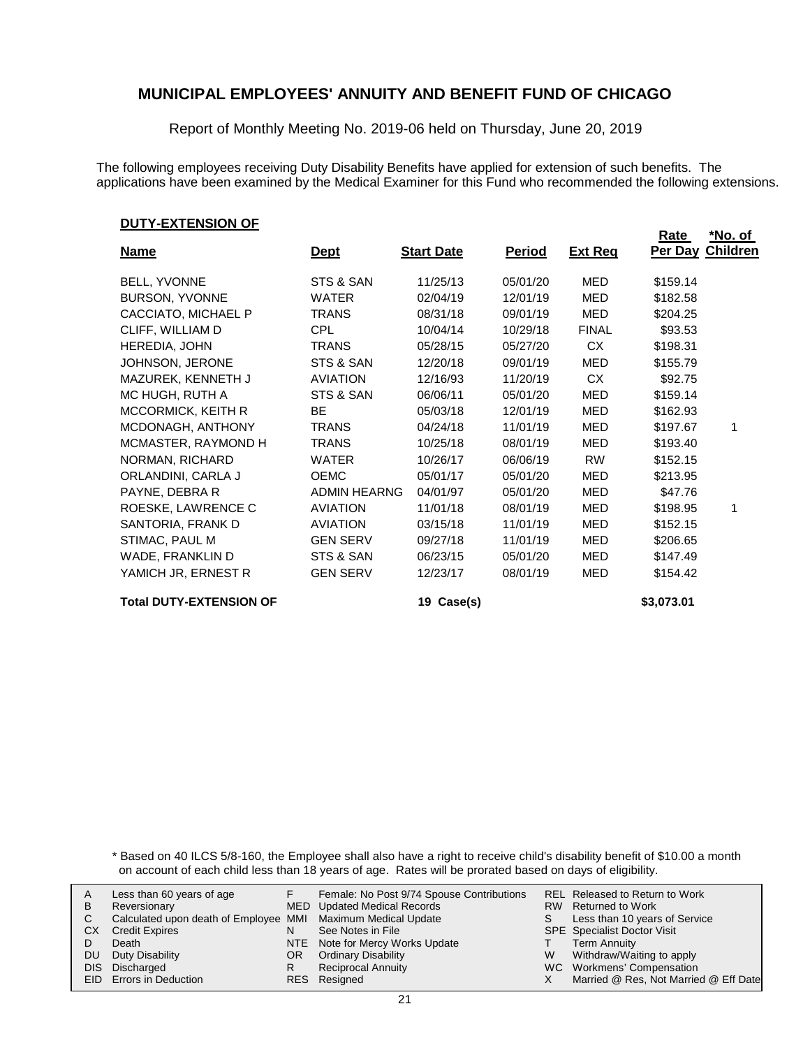# MUNICIPAL EMPLOYEES' ANNUITY AND BENEFIT FUND OF CHICAGO

Report of Monthly Meeting No. 2019-06 held on Thursday, June 20, 2019

The following employees receiving Duty Disability Benefits have applied for extension of such benefits. The applications have been examined by the Medical Examiner for this Fund who recommended the following extensions.

**DUTY-EXTENSION OF**

| Name | Dept | Start Date | Period | Ext Req | Rate Per Day | *No. of Children |
|---|---|---|---|---|---|---|
| BELL, YVONNE | STS & SAN | 11/25/13 | 05/01/20 | MED | $159.14 | |
| BURSON, YVONNE | WATER | 02/04/19 | 12/01/19 | MED | $182.58 | |
| CACCIATO, MICHAEL P | TRANS | 08/31/18 | 09/01/19 | MED | $204.25 | |
| CLIFF, WILLIAM D | CPL | 10/04/14 | 10/29/18 | FINAL | $93.53 | |
| HEREDIA, JOHN | TRANS | 05/28/15 | 05/27/20 | CX | $198.31 | |
| JOHNSON, JERONE | STS & SAN | 12/20/18 | 09/01/19 | MED | $155.79 | |
| MAZUREK, KENNETH J | AVIATION | 12/16/93 | 11/20/19 | CX | $92.75 | |
| MC HUGH, RUTH A | STS & SAN | 06/06/11 | 05/01/20 | MED | $159.14 | |
| MCCORMICK, KEITH R | BE | 05/03/18 | 12/01/19 | MED | $162.93 | |
| MCDONAGH, ANTHONY | TRANS | 04/24/18 | 11/01/19 | MED | $197.67 | 1 |
| MCMASTER, RAYMOND H | TRANS | 10/25/18 | 08/01/19 | MED | $193.40 | |
| NORMAN, RICHARD | WATER | 10/26/17 | 06/06/19 | RW | $152.15 | |
| ORLANDINI, CARLA J | OEMC | 05/01/17 | 05/01/20 | MED | $213.95 | |
| PAYNE, DEBRA R | ADMIN HEARNG | 04/01/97 | 05/01/20 | MED | $47.76 | |
| ROESKE, LAWRENCE C | AVIATION | 11/01/18 | 08/01/19 | MED | $198.95 | 1 |
| SANTORIA, FRANK D | AVIATION | 03/15/18 | 11/01/19 | MED | $152.15 | |
| STIMAC, PAUL M | GEN SERV | 09/27/18 | 11/01/19 | MED | $206.65 | |
| WADE, FRANKLIN D | STS & SAN | 06/23/15 | 05/01/20 | MED | $147.49 | |
| YAMICH JR, ERNEST R | GEN SERV | 12/23/17 | 08/01/19 | MED | $154.42 | |
| **Total DUTY-EXTENSION OF** | | **19 Case(s)** | | | **$3,073.01** | |

\* Based on 40 ILCS 5/8-160, the Employee shall also have a right to receive child's disability benefit of $10.00 a month on account of each child less than 18 years of age. Rates will be prorated based on days of eligibility.

| | | | | | |
|---|---|---|---|---|---|
| A | Less than 60 years of age | F | Female: No Post 9/74 Spouse Contributions | REL | Released to Return to Work |
| B | Reversionary | MED | Updated Medical Records | RW | Returned to Work |
| C | Calculated upon death of Employee | MMI | Maximum Medical Update | S | Less than 10 years of Service |
| CX | Credit Expires | N | See Notes in File | SPE | Specialist Doctor Visit |
| D | Death | NTE | Note for Mercy Works Update | T | Term Annuity |
| DU | Duty Disability | OR | Ordinary Disability | W | Withdraw/Waiting to apply |
| DIS | Discharged | R | Reciprocal Annuity | WC | Workmens' Compensation |
| EID | Errors in Deduction | RES | Resigned | X | Married @ Res, Not Married @ Eff Date |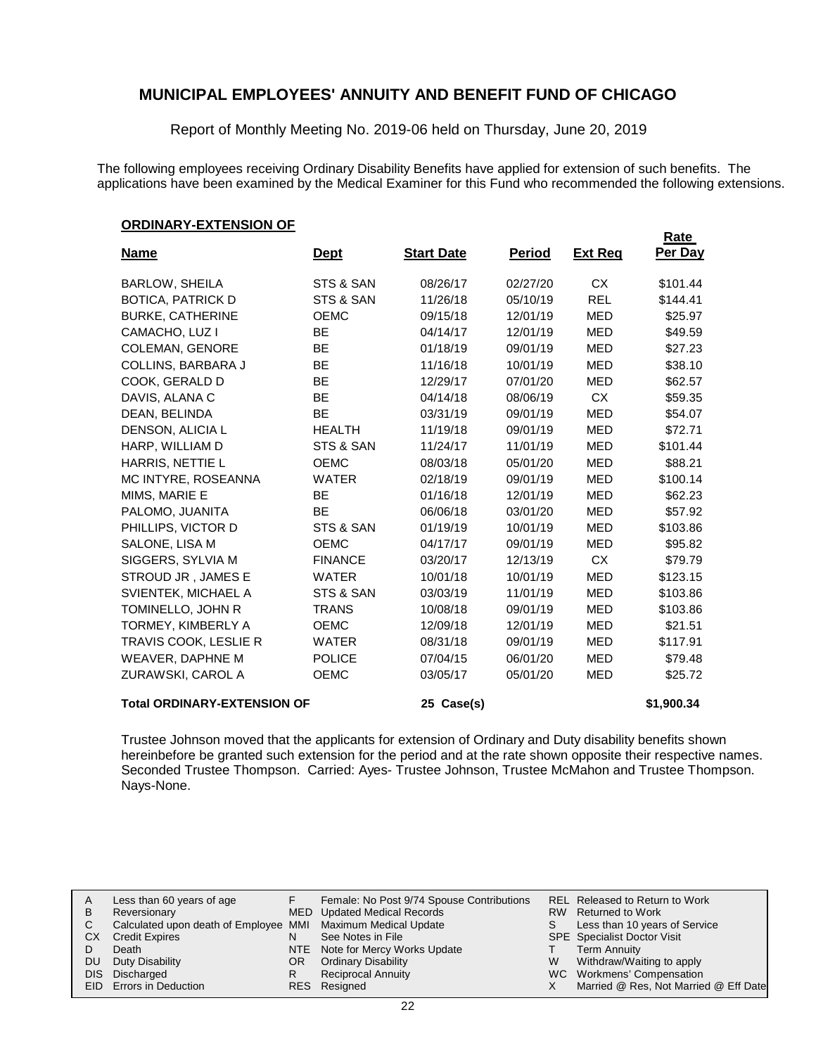# MUNICIPAL EMPLOYEES' ANNUITY AND BENEFIT FUND OF CHICAGO

Report of Monthly Meeting No. 2019-06 held on Thursday, June 20, 2019

The following employees receiving Ordinary Disability Benefits have applied for extension of such benefits. The applications have been examined by the Medical Examiner for this Fund who recommended the following extensions.

**ORDINARY-EXTENSION OF**

| Name | Dept | Start Date | Period | Ext Req | Rate Per Day |
|---|---|---|---|---|---|
| BARLOW, SHEILA | STS & SAN | 08/26/17 | 02/27/20 | CX | $101.44 |
| BOTICA, PATRICK D | STS & SAN | 11/26/18 | 05/10/19 | REL | $144.41 |
| BURKE, CATHERINE | OEMC | 09/15/18 | 12/01/19 | MED | $25.97 |
| CAMACHO, LUZ I | BE | 04/14/17 | 12/01/19 | MED | $49.59 |
| COLEMAN, GENORE | BE | 01/18/19 | 09/01/19 | MED | $27.23 |
| COLLINS, BARBARA J | BE | 11/16/18 | 10/01/19 | MED | $38.10 |
| COOK, GERALD D | BE | 12/29/17 | 07/01/20 | MED | $62.57 |
| DAVIS, ALANA C | BE | 04/14/18 | 08/06/19 | CX | $59.35 |
| DEAN, BELINDA | BE | 03/31/19 | 09/01/19 | MED | $54.07 |
| DENSON, ALICIA L | HEALTH | 11/19/18 | 09/01/19 | MED | $72.71 |
| HARP, WILLIAM D | STS & SAN | 11/24/17 | 11/01/19 | MED | $101.44 |
| HARRIS, NETTIE L | OEMC | 08/03/18 | 05/01/20 | MED | $88.21 |
| MC INTYRE, ROSEANNA | WATER | 02/18/19 | 09/01/19 | MED | $100.14 |
| MIMS, MARIE E | BE | 01/16/18 | 12/01/19 | MED | $62.23 |
| PALOMO, JUANITA | BE | 06/06/18 | 03/01/20 | MED | $57.92 |
| PHILLIPS, VICTOR D | STS & SAN | 01/19/19 | 10/01/19 | MED | $103.86 |
| SALONE, LISA M | OEMC | 04/17/17 | 09/01/19 | MED | $95.82 |
| SIGGERS, SYLVIA M | FINANCE | 03/20/17 | 12/13/19 | CX | $79.79 |
| STROUD JR , JAMES E | WATER | 10/01/18 | 10/01/19 | MED | $123.15 |
| SVIENTEK, MICHAEL A | STS & SAN | 03/03/19 | 11/01/19 | MED | $103.86 |
| TOMINELLO, JOHN R | TRANS | 10/08/18 | 09/01/19 | MED | $103.86 |
| TORMEY, KIMBERLY A | OEMC | 12/09/18 | 12/01/19 | MED | $21.51 |
| TRAVIS COOK, LESLIE R | WATER | 08/31/18 | 09/01/19 | MED | $117.91 |
| WEAVER, DAPHNE M | POLICE | 07/04/15 | 06/01/20 | MED | $79.48 |
| ZURAWSKI, CAROL A | OEMC | 03/05/17 | 05/01/20 | MED | $25.72 |
| **Total ORDINARY-EXTENSION OF** | | **25 Case(s)** | | | **$1,900.34** |

Trustee Johnson moved that the applicants for extension of Ordinary and Duty disability benefits shown hereinbefore be granted such extension for the period and at the rate shown opposite their respective names. Seconded Trustee Thompson. Carried: Ayes- Trustee Johnson, Trustee McMahon and Trustee Thompson. Nays-None.

| | | | | | |
|---|---|---|---|---|---|
| A | Less than 60 years of age | F | Female: No Post 9/74 Spouse Contributions | REL | Released to Return to Work |
| B | Reversionary | MED | Updated Medical Records | RW | Returned to Work |
| C | Calculated upon death of Employee | MMI | Maximum Medical Update | S | Less than 10 years of Service |
| CX | Credit Expires | N | See Notes in File | SPE | Specialist Doctor Visit |
| D | Death | NTE | Note for Mercy Works Update | T | Term Annuity |
| DU | Duty Disability | OR | Ordinary Disability | W | Withdraw/Waiting to apply |
| DIS | Discharged | R | Reciprocal Annuity | WC | Workmens' Compensation |
| EID | Errors in Deduction | RES | Resigned | X | Married @ Res, Not Married @ Eff Date |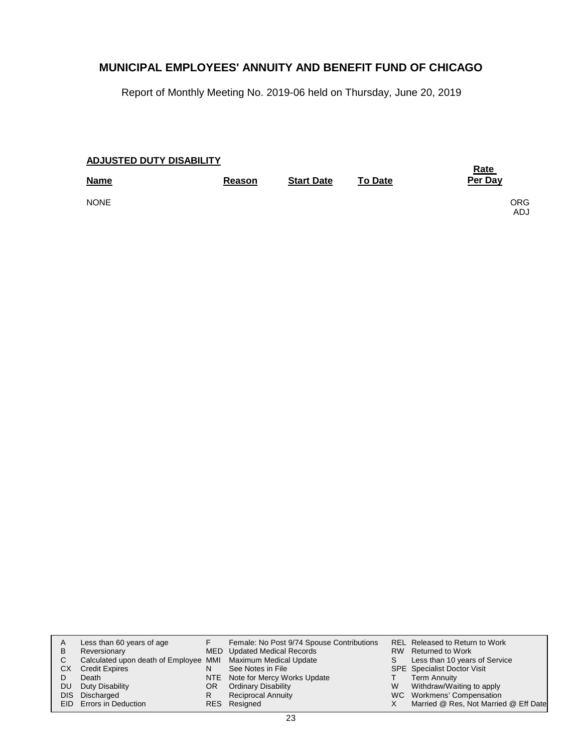# MUNICIPAL EMPLOYEES' ANNUITY AND BENEFIT FUND OF CHICAGO

Report of Monthly Meeting No. 2019-06 held on Thursday, June 20, 2019

**ADJUSTED DUTY DISABILITY**

| Name | Reason | Start Date | To Date | Rate Per Day | |
|---|---|---|---|---|---|
| NONE | | | | | ORG ADJ |

| | | | | | |
|---|---|---|---|---|---|
| A | Less than 60 years of age | F | Female: No Post 9/74 Spouse Contributions | REL | Released to Return to Work |
| B | Reversionary | MED | Updated Medical Records | RW | Returned to Work |
| C | Calculated upon death of Employee | MMI | Maximum Medical Update | S | Less than 10 years of Service |
| CX | Credit Expires | N | See Notes in File | SPE | Specialist Doctor Visit |
| D | Death | NTE | Note for Mercy Works Update | T | Term Annuity |
| DU | Duty Disability | OR | Ordinary Disability | W | Withdraw/Waiting to apply |
| DIS | Discharged | R | Reciprocal Annuity | WC | Workmens' Compensation |
| EID | Errors in Deduction | RES | Resigned | X | Married @ Res, Not Married @ Eff Date |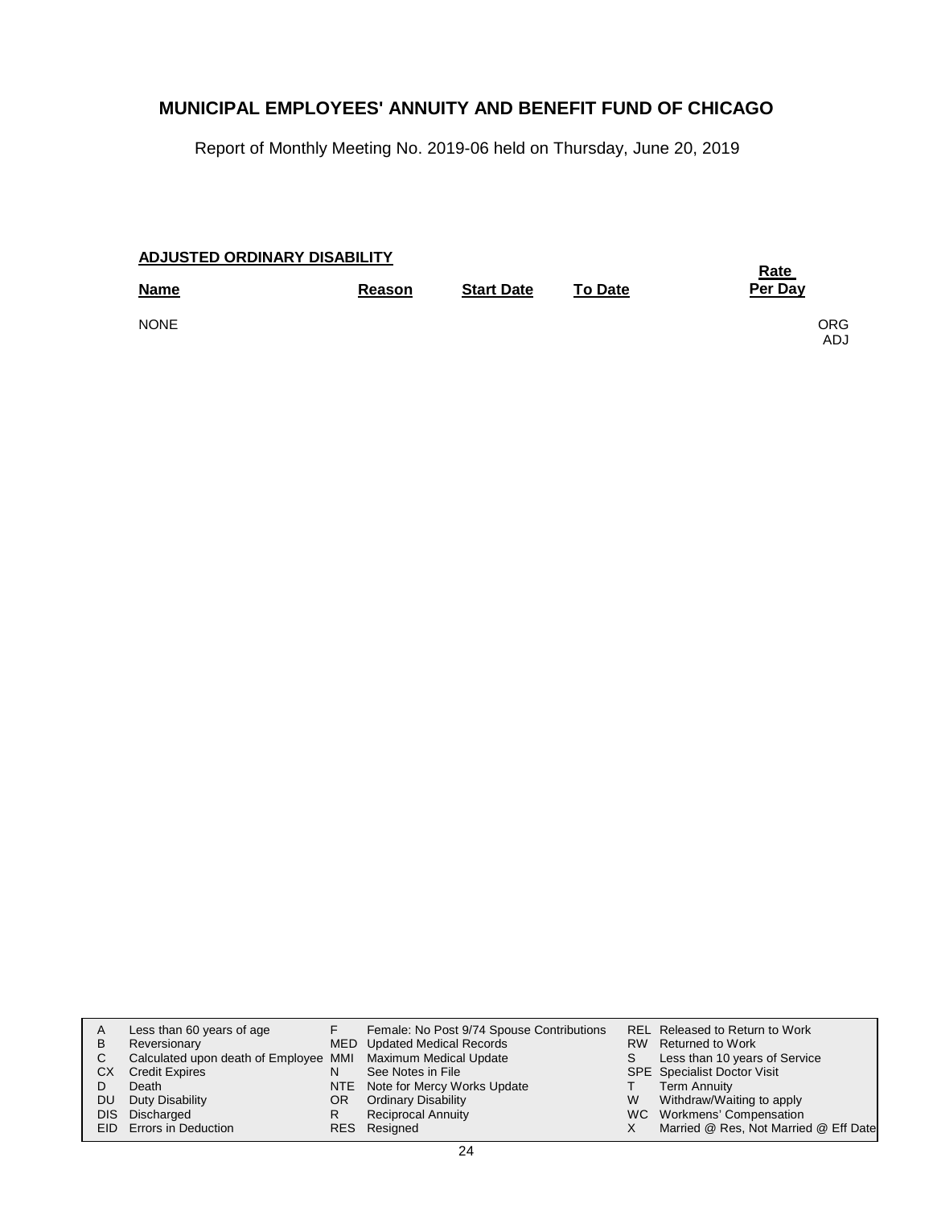# MUNICIPAL EMPLOYEES' ANNUITY AND BENEFIT FUND OF CHICAGO

Report of Monthly Meeting No. 2019-06 held on Thursday, June 20, 2019

## ADJUSTED ORDINARY DISABILITY

| Name | Reason | Start Date | To Date | Rate Per Day |
|---|---|---|---|---|
| NONE | | | | ORG ADJ |

| | | | | | |
|---|---|---|---|---|---|
| A | Less than 60 years of age | F | Female: No Post 9/74 Spouse Contributions | REL | Released to Return to Work |
| B | Reversionary | MED | Updated Medical Records | RW | Returned to Work |
| C | Calculated upon death of Employee | MMI | Maximum Medical Update | S | Less than 10 years of Service |
| CX | Credit Expires | N | See Notes in File | SPE | Specialist Doctor Visit |
| D | Death | NTE | Note for Mercy Works Update | T | Term Annuity |
| DU | Duty Disability | OR | Ordinary Disability | W | Withdraw/Waiting to apply |
| DIS | Discharged | R | Reciprocal Annuity | WC | Workmens' Compensation |
| EID | Errors in Deduction | RES | Resigned | X | Married @ Res, Not Married @ Eff Date |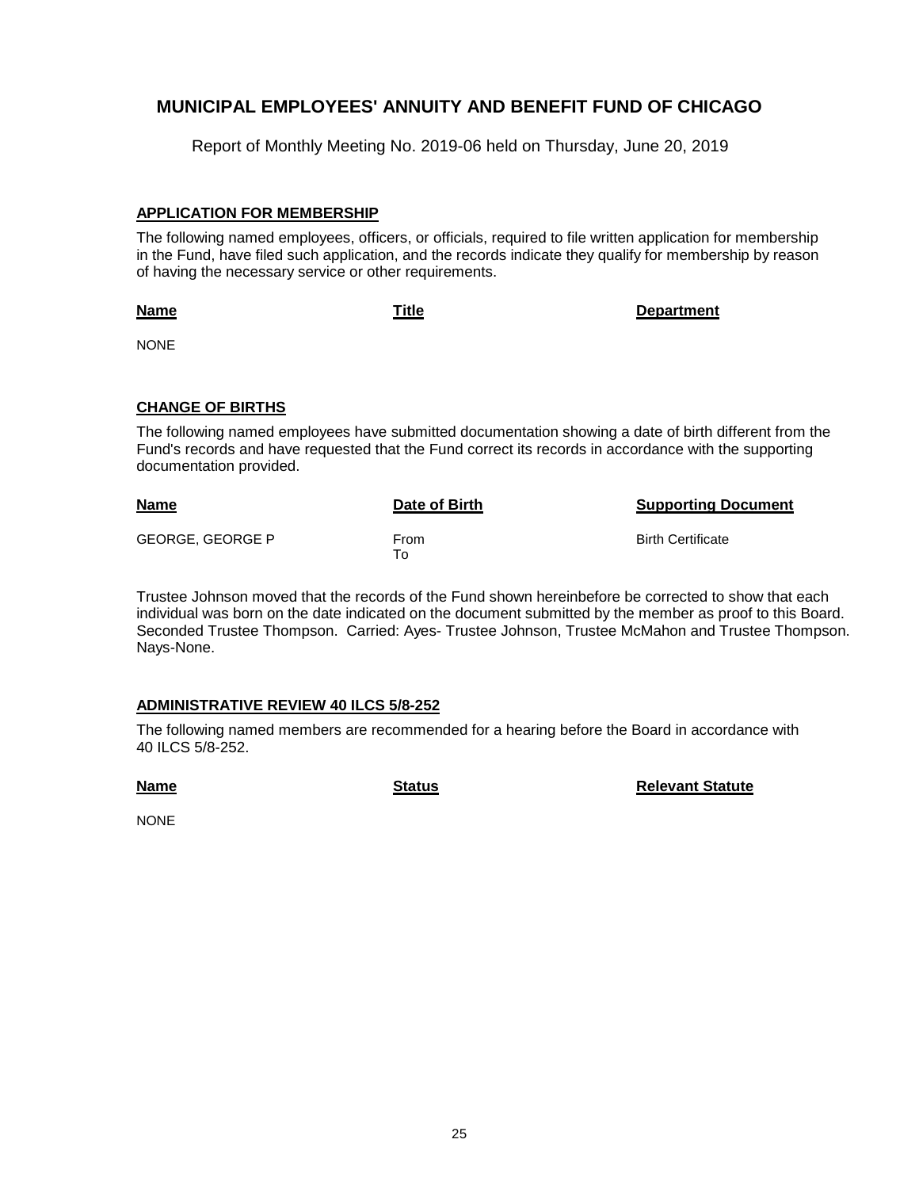# MUNICIPAL EMPLOYEES' ANNUITY AND BENEFIT FUND OF CHICAGO

Report of Monthly Meeting No. 2019-06 held on Thursday, June 20, 2019

## APPLICATION FOR MEMBERSHIP

The following named employees, officers, or officials, required to file written application for membership in the Fund, have filed such application, and the records indicate they qualify for membership by reason of having the necessary service or other requirements.

| Name | Title | Department |
|---|---|---|
| NONE | | |

## CHANGE OF BIRTHS

The following named employees have submitted documentation showing a date of birth different from the Fund's records and have requested that the Fund correct its records in accordance with the supporting documentation provided.

| Name | Date of Birth | Supporting Document |
|---|---|---|
| GEORGE, GEORGE P | From<br>To | Birth Certificate |

Trustee Johnson moved that the records of the Fund shown hereinbefore be corrected to show that each individual was born on the date indicated on the document submitted by the member as proof to this Board. Seconded Trustee Thompson. Carried: Ayes- Trustee Johnson, Trustee McMahon and Trustee Thompson. Nays-None.

## ADMINISTRATIVE REVIEW 40 ILCS 5/8-252

The following named members are recommended for a hearing before the Board in accordance with 40 ILCS 5/8-252.

| Name | Status | Relevant Statute |
|---|---|---|
| NONE | | |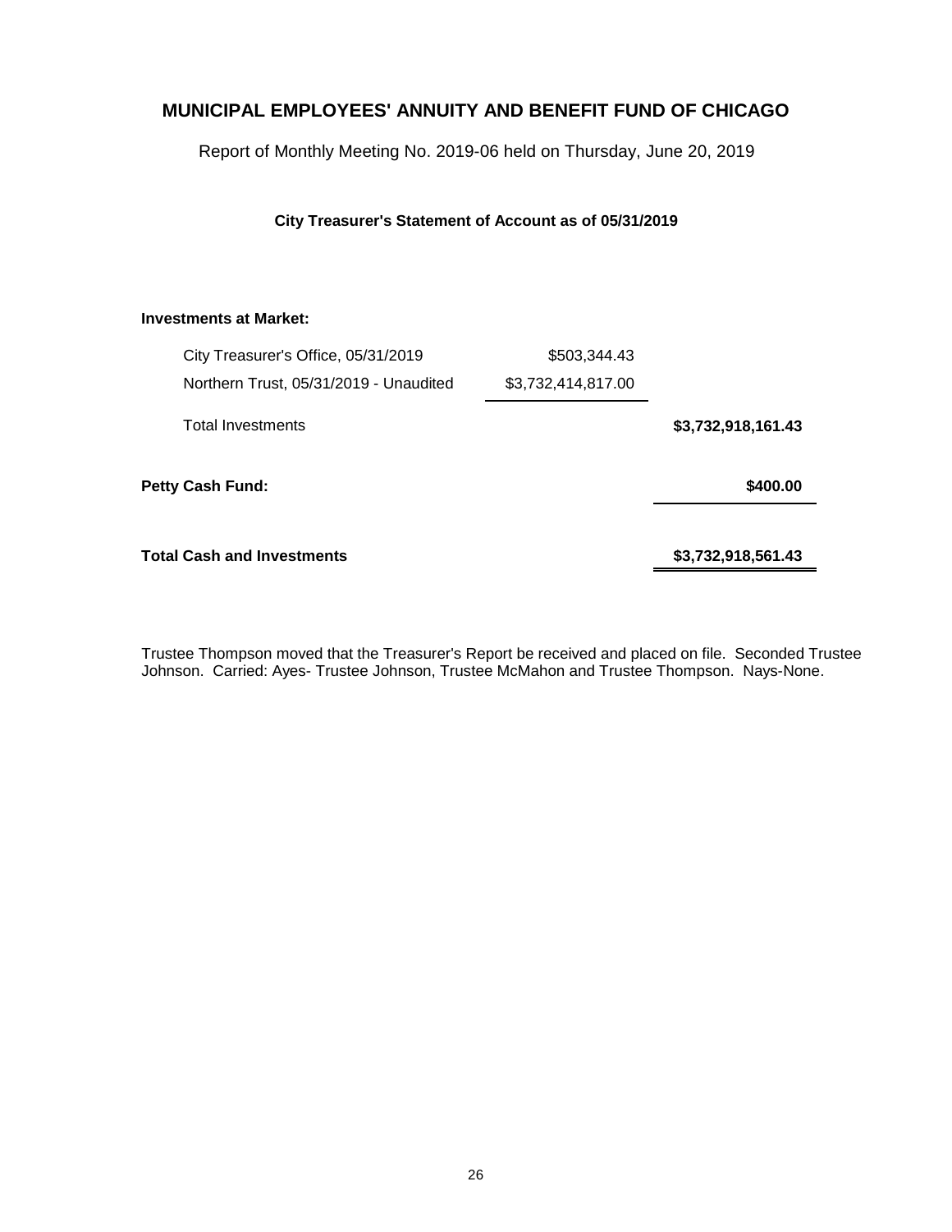# MUNICIPAL EMPLOYEES' ANNUITY AND BENEFIT FUND OF CHICAGO

Report of Monthly Meeting No. 2019-06 held on Thursday, June 20, 2019

**City Treasurer's Statement of Account as of 05/31/2019**

| | | |
|---|---|---|
| **Investments at Market:** | | |
| City Treasurer's Office, 05/31/2019 | $503,344.43 | |
| Northern Trust, 05/31/2019 - Unaudited | $3,732,414,817.00 | |
| Total Investments | | **$3,732,918,161.43** |
| **Petty Cash Fund:** | | **$400.00** |
| **Total Cash and Investments** | | **$3,732,918,561.43** |

Trustee Thompson moved that the Treasurer's Report be received and placed on file. Seconded Trustee Johnson. Carried: Ayes- Trustee Johnson, Trustee McMahon and Trustee Thompson. Nays-None.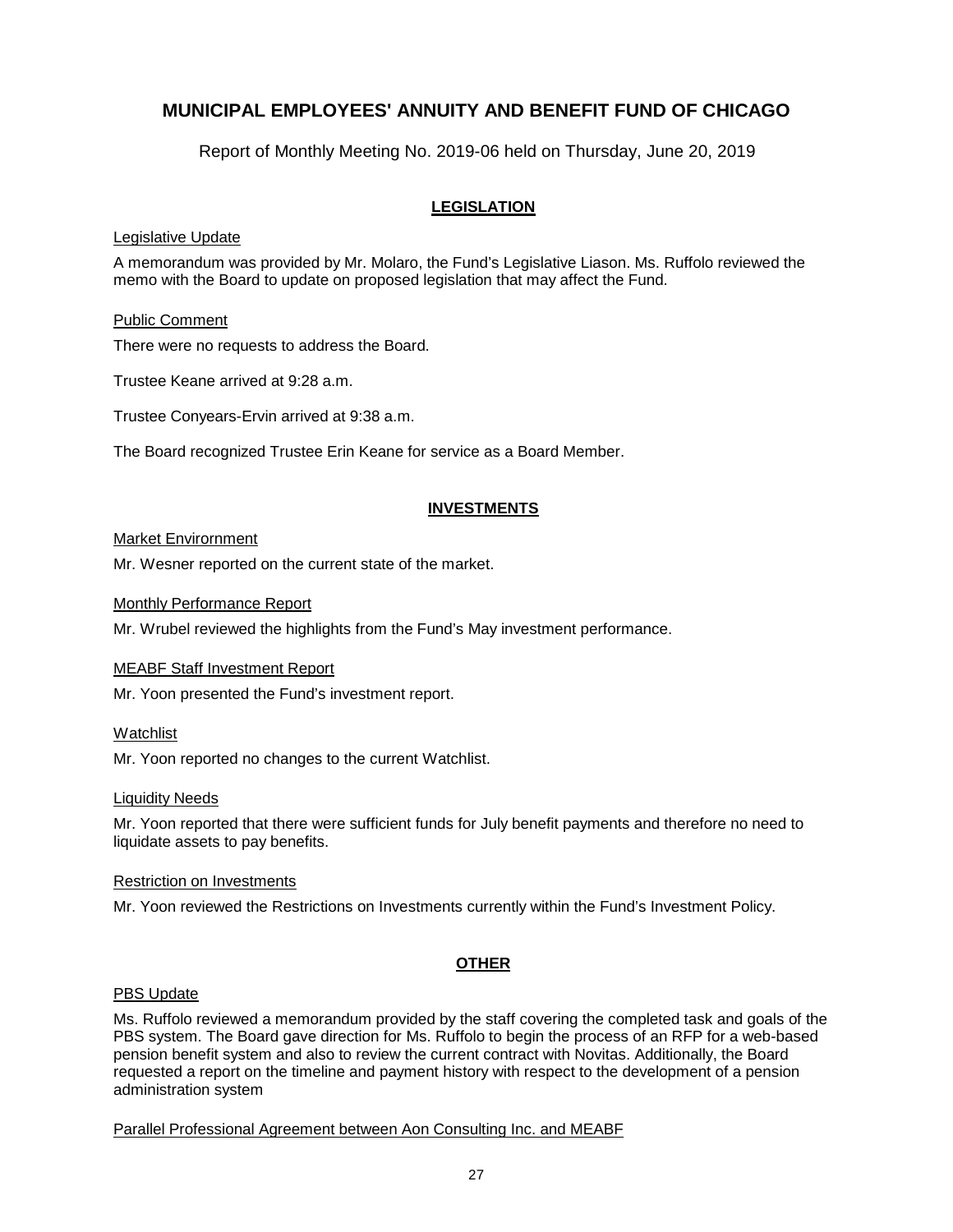# MUNICIPAL EMPLOYEES' ANNUITY AND BENEFIT FUND OF CHICAGO

Report of Monthly Meeting No. 2019-06 held on Thursday, June 20, 2019

## LEGISLATION

Legislative Update

A memorandum was provided by Mr. Molaro, the Fund's Legislative Liason. Ms. Ruffolo reviewed the memo with the Board to update on proposed legislation that may affect the Fund.

Public Comment

There were no requests to address the Board.

Trustee Keane arrived at 9:28 a.m.

Trustee Conyears-Ervin arrived at 9:38 a.m.

The Board recognized Trustee Erin Keane for service as a Board Member.

## INVESTMENTS

Market Envirornment

Mr. Wesner reported on the current state of the market.

Monthly Performance Report

Mr. Wrubel reviewed the highlights from the Fund's May investment performance.

MEABF Staff Investment Report

Mr. Yoon presented the Fund's investment report.

Watchlist

Mr. Yoon reported no changes to the current Watchlist.

Liquidity Needs

Mr. Yoon reported that there were sufficient funds for July benefit payments and therefore no need to liquidate assets to pay benefits.

Restriction on Investments

Mr. Yoon reviewed the Restrictions on Investments currently within the Fund's Investment Policy.

## OTHER

PBS Update

Ms. Ruffolo reviewed a memorandum provided by the staff covering the completed task and goals of the PBS system. The Board gave direction for Ms. Ruffolo to begin the process of an RFP for a web-based pension benefit system and also to review the current contract with Novitas. Additionally, the Board requested a report on the timeline and payment history with respect to the development of a pension administration system

Parallel Professional Agreement between Aon Consulting Inc. and MEABF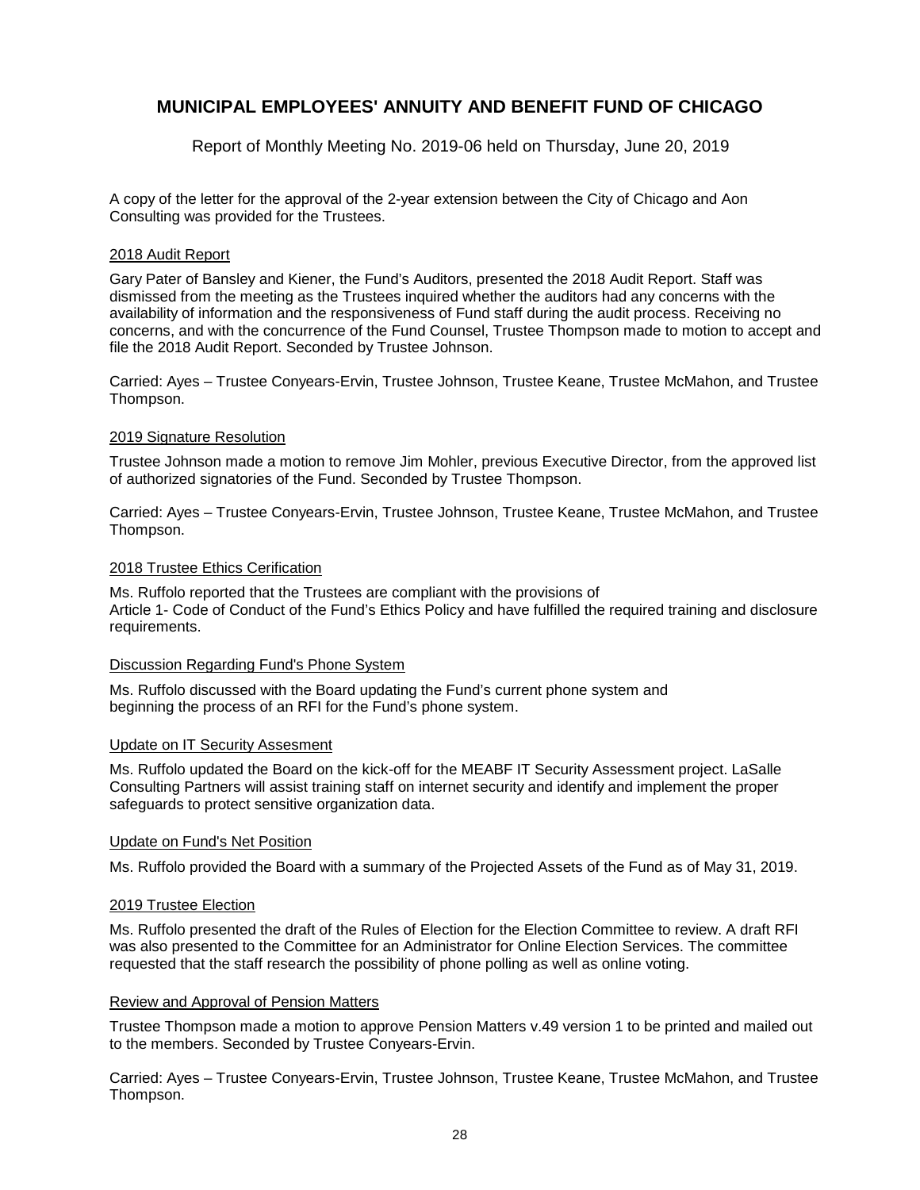# MUNICIPAL EMPLOYEES' ANNUITY AND BENEFIT FUND OF CHICAGO

Report of Monthly Meeting No. 2019-06 held on Thursday, June 20, 2019

A copy of the letter for the approval of the 2-year extension between the City of Chicago and Aon Consulting was provided for the Trustees.

2018 Audit Report

Gary Pater of Bansley and Kiener, the Fund's Auditors, presented the 2018 Audit Report. Staff was dismissed from the meeting as the Trustees inquired whether the auditors had any concerns with the availability of information and the responsiveness of Fund staff during the audit process. Receiving no concerns, and with the concurrence of the Fund Counsel, Trustee Thompson made to motion to accept and file the 2018 Audit Report. Seconded by Trustee Johnson.

Carried: Ayes – Trustee Conyears-Ervin, Trustee Johnson, Trustee Keane, Trustee McMahon, and Trustee Thompson.

2019 Signature Resolution

Trustee Johnson made a motion to remove Jim Mohler, previous Executive Director, from the approved list of authorized signatories of the Fund. Seconded by Trustee Thompson.

Carried: Ayes – Trustee Conyears-Ervin, Trustee Johnson, Trustee Keane, Trustee McMahon, and Trustee Thompson.

2018 Trustee Ethics Cerification

Ms. Ruffolo reported that the Trustees are compliant with the provisions of Article 1- Code of Conduct of the Fund's Ethics Policy and have fulfilled the required training and disclosure requirements.

Discussion Regarding Fund's Phone System

Ms. Ruffolo discussed with the Board updating the Fund's current phone system and beginning the process of an RFI for the Fund's phone system.

Update on IT Security Assesment

Ms. Ruffolo updated the Board on the kick-off for the MEABF IT Security Assessment project. LaSalle Consulting Partners will assist training staff on internet security and identify and implement the proper safeguards to protect sensitive organization data.

Update on Fund's Net Position

Ms. Ruffolo provided the Board with a summary of the Projected Assets of the Fund as of May 31, 2019.

2019 Trustee Election

Ms. Ruffolo presented the draft of the Rules of Election for the Election Committee to review. A draft RFI was also presented to the Committee for an Administrator for Online Election Services. The committee requested that the staff research the possibility of phone polling as well as online voting.

Review and Approval of Pension Matters

Trustee Thompson made a motion to approve Pension Matters v.49 version 1 to be printed and mailed out to the members. Seconded by Trustee Conyears-Ervin.

Carried: Ayes – Trustee Conyears-Ervin, Trustee Johnson, Trustee Keane, Trustee McMahon, and Trustee Thompson.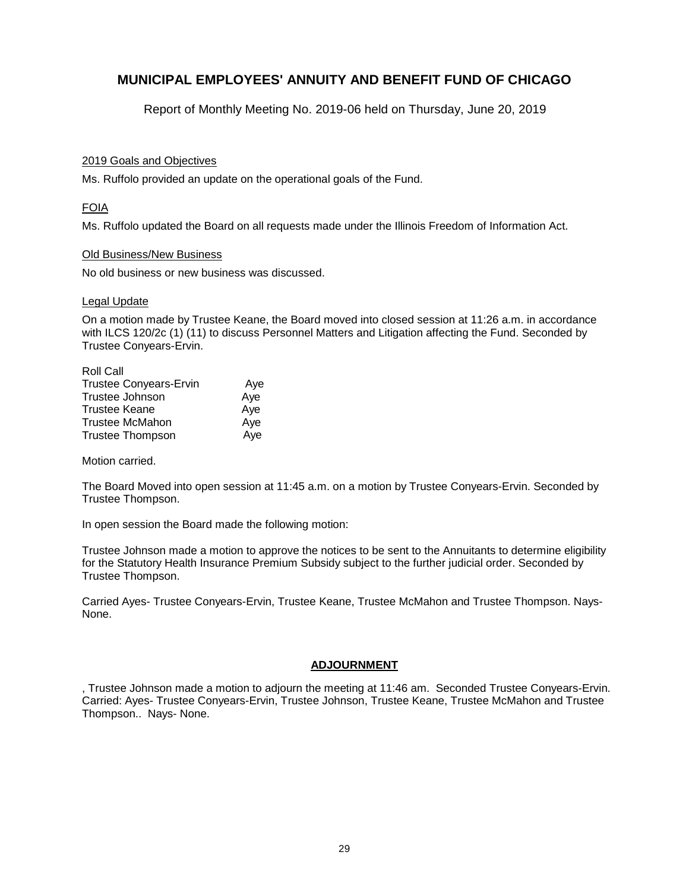# MUNICIPAL EMPLOYEES' ANNUITY AND BENEFIT FUND OF CHICAGO

Report of Monthly Meeting No. 2019-06 held on Thursday, June 20, 2019

2019 Goals and Objectives

Ms. Ruffolo provided an update on the operational goals of the Fund.

FOIA

Ms. Ruffolo updated the Board on all requests made under the Illinois Freedom of Information Act.

Old Business/New Business

No old business or new business was discussed.

Legal Update

On a motion made by Trustee Keane, the Board moved into closed session at 11:26 a.m. in accordance with ILCS 120/2c (1) (11) to discuss Personnel Matters and Litigation affecting the Fund. Seconded by Trustee Conyears-Ervin.

| Roll Call | |
|---|---|
| Trustee Conyears-Ervin | Aye |
| Trustee Johnson | Aye |
| Trustee Keane | Aye |
| Trustee McMahon | Aye |
| Trustee Thompson | Aye |

Motion carried.

The Board Moved into open session at 11:45 a.m. on a motion by Trustee Conyears-Ervin. Seconded by Trustee Thompson.

In open session the Board made the following motion:

Trustee Johnson made a motion to approve the notices to be sent to the Annuitants to determine eligibility for the Statutory Health Insurance Premium Subsidy subject to the further judicial order. Seconded by Trustee Thompson.

Carried Ayes- Trustee Conyears-Ervin, Trustee Keane, Trustee McMahon and Trustee Thompson. Nays- None.

## ADJOURNMENT

, Trustee Johnson made a motion to adjourn the meeting at 11:46 am. Seconded Trustee Conyears-Ervin. Carried: Ayes- Trustee Conyears-Ervin, Trustee Johnson, Trustee Keane, Trustee McMahon and Trustee Thompson.. Nays- None.